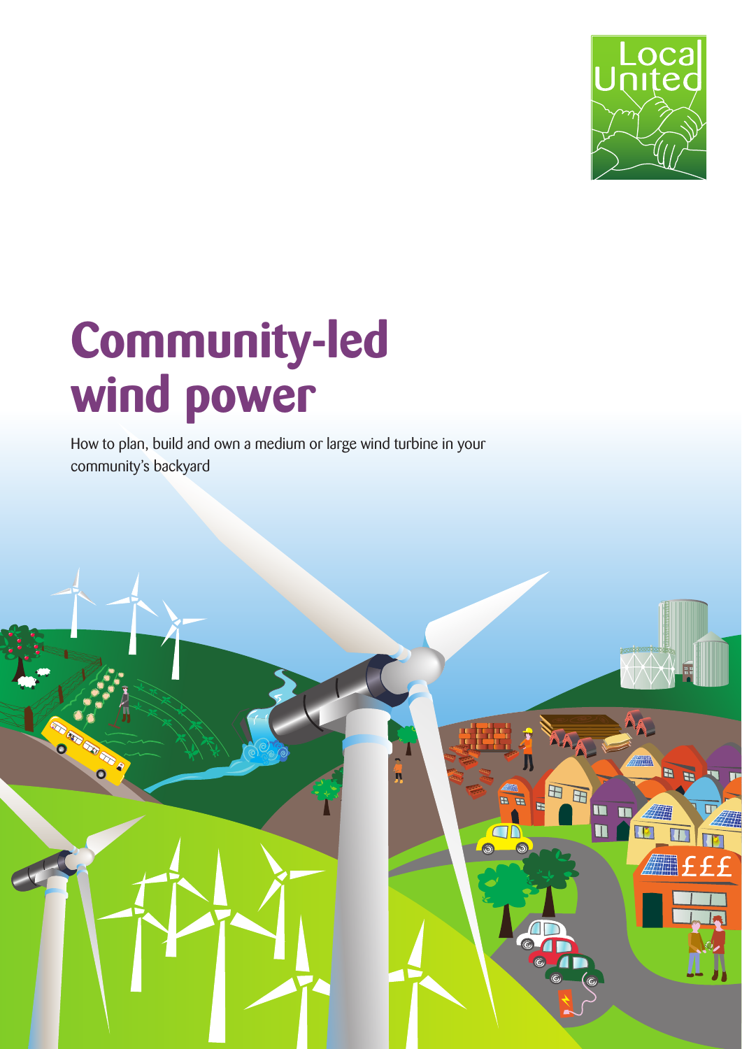Local United

# Community-led wind power

How to plan, build and own a medium or large wind turbine in your community's backyard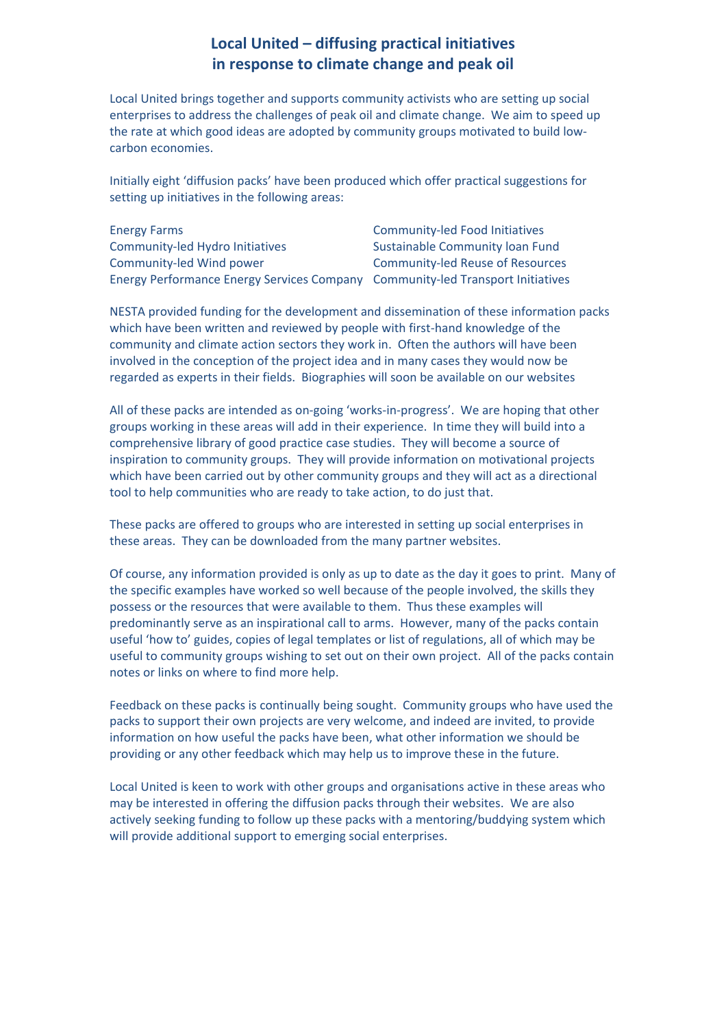# Local United – diffusing practical initiatives in response to climate change and peak oil

Local United brings together and supports community activists who are setting up social enterprises to address the challenges of peak oil and climate change. We aim to speed up the rate at which good ideas are adopted by community groups motivated to build low-carbon economies.

Initially eight 'diffusion packs' have been produced which offer practical suggestions for setting up initiatives in the following areas:

- Energy Farms
- Community-led Hydro Initiatives
- Community-led Wind power
- Energy Performance Energy Services Company
- Community-led Food Initiatives
- Sustainable Community loan Fund
- Community-led Reuse of Resources
- Community-led Transport Initiatives

NESTA provided funding for the development and dissemination of these information packs which have been written and reviewed by people with first-hand knowledge of the community and climate action sectors they work in. Often the authors will have been involved in the conception of the project idea and in many cases they would now be regarded as experts in their fields. Biographies will soon be available on our websites

All of these packs are intended as on-going 'works-in-progress'. We are hoping that other groups working in these areas will add in their experience. In time they will build into a comprehensive library of good practice case studies. They will become a source of inspiration to community groups. They will provide information on motivational projects which have been carried out by other community groups and they will act as a directional tool to help communities who are ready to take action, to do just that.

These packs are offered to groups who are interested in setting up social enterprises in these areas. They can be downloaded from the many partner websites.

Of course, any information provided is only as up to date as the day it goes to print. Many of the specific examples have worked so well because of the people involved, the skills they possess or the resources that were available to them. Thus these examples will predominantly serve as an inspirational call to arms. However, many of the packs contain useful 'how to' guides, copies of legal templates or list of regulations, all of which may be useful to community groups wishing to set out on their own project. All of the packs contain notes or links on where to find more help.

Feedback on these packs is continually being sought. Community groups who have used the packs to support their own projects are very welcome, and indeed are invited, to provide information on how useful the packs have been, what other information we should be providing or any other feedback which may help us to improve these in the future.

Local United is keen to work with other groups and organisations active in these areas who may be interested in offering the diffusion packs through their websites. We are also actively seeking funding to follow up these packs with a mentoring/buddying system which will provide additional support to emerging social enterprises.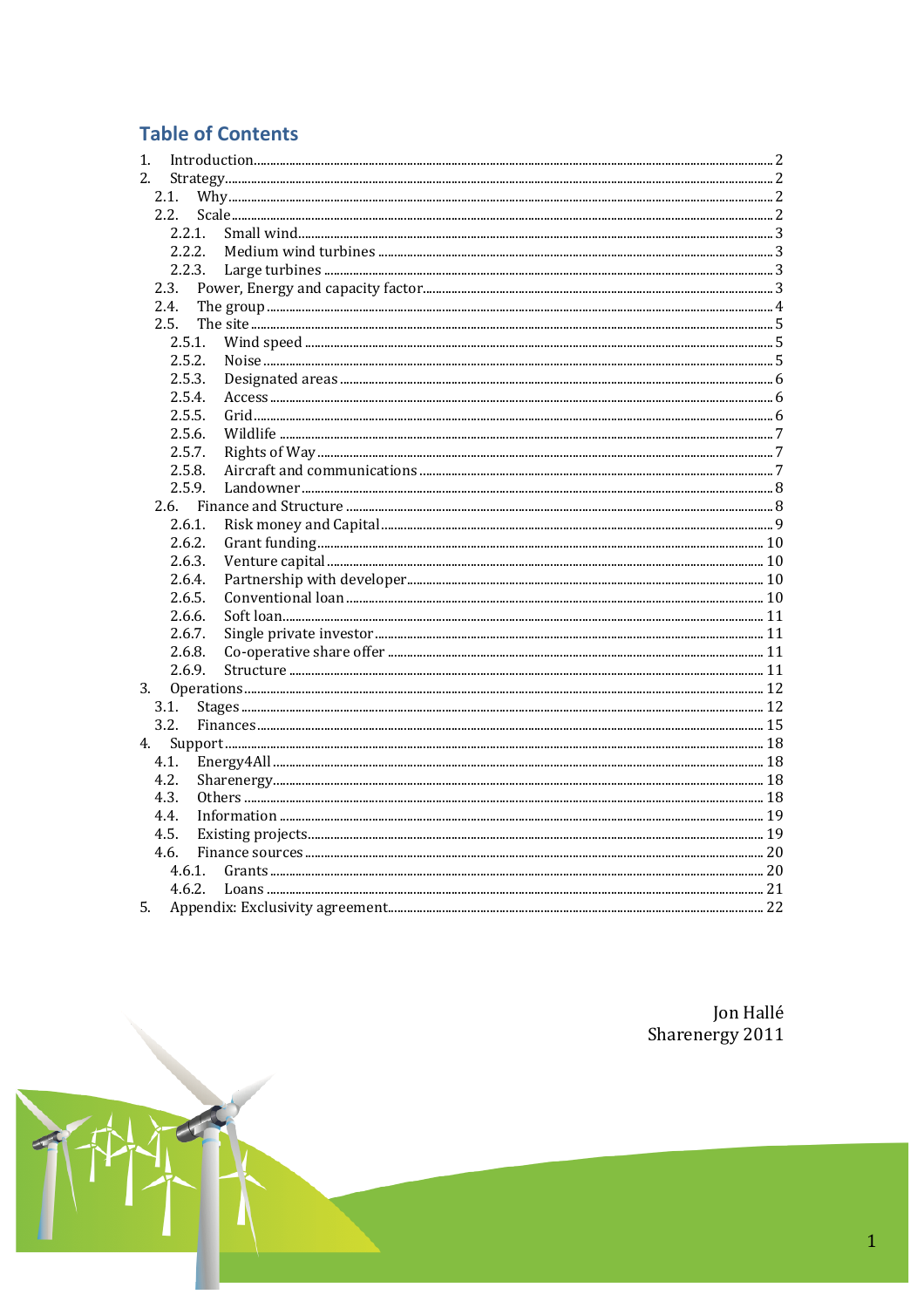## Table of Contents

1. Introduction ..... 2
2. Strategy ..... 2
    - 2.1. Why ..... 2
    - 2.2. Scale ..... 2
        - 2.2.1. Small wind ..... 3
        - 2.2.2. Medium wind turbines ..... 3
        - 2.2.3. Large turbines ..... 3
    - 2.3. Power, Energy and capacity factor ..... 3
    - 2.4. The group ..... 4
    - 2.5. The site ..... 5
        - 2.5.1. Wind speed ..... 5
        - 2.5.2. Noise ..... 5
        - 2.5.3. Designated areas ..... 6
        - 2.5.4. Access ..... 6
        - 2.5.5. Grid ..... 6
        - 2.5.6. Wildlife ..... 7
        - 2.5.7. Rights of Way ..... 7
        - 2.5.8. Aircraft and communications ..... 7
        - 2.5.9. Landowner ..... 8
    - 2.6. Finance and Structure ..... 8
        - 2.6.1. Risk money and Capital ..... 9
        - 2.6.2. Grant funding ..... 10
        - 2.6.3. Venture capital ..... 10
        - 2.6.4. Partnership with developer ..... 10
        - 2.6.5. Conventional loan ..... 10
        - 2.6.6. Soft loan ..... 11
        - 2.6.7. Single private investor ..... 11
        - 2.6.8. Co-operative share offer ..... 11
        - 2.6.9. Structure ..... 11
3. Operations ..... 12
    - 3.1. Stages ..... 12
    - 3.2. Finances ..... 15
4. Support ..... 18
    - 4.1. Energy4All ..... 18
    - 4.2. Sharenergy ..... 18
    - 4.3. Others ..... 18
    - 4.4. Information ..... 19
    - 4.5. Existing projects ..... 19
    - 4.6. Finance sources ..... 20
        - 4.6.1. Grants ..... 20
        - 4.6.2. Loans ..... 21
5. Appendix: Exclusivity agreement ..... 22

Jon Hallé
Sharenergy 2011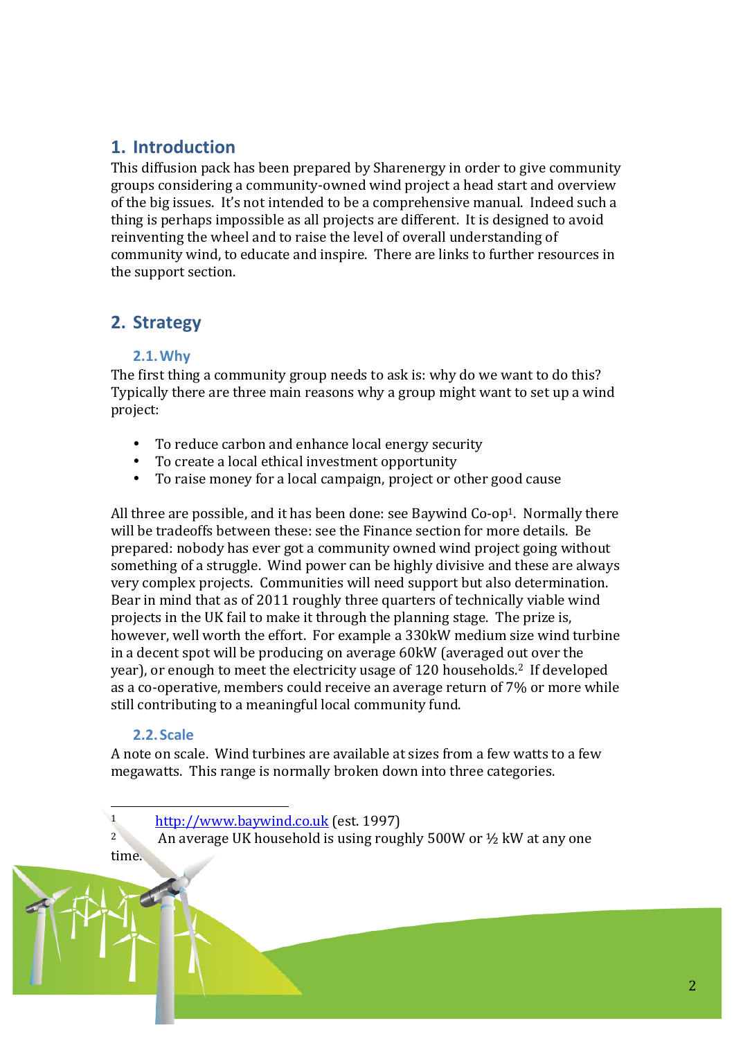## 1. Introduction

This diffusion pack has been prepared by Sharenergy in order to give community groups considering a community-owned wind project a head start and overview of the big issues. It's not intended to be a comprehensive manual. Indeed such a thing is perhaps impossible as all projects are different. It is designed to avoid reinventing the wheel and to raise the level of overall understanding of community wind, to educate and inspire. There are links to further resources in the support section.

## 2. Strategy

### 2.1. Why

The first thing a community group needs to ask is: why do we want to do this? Typically there are three main reasons why a group might want to set up a wind project:

- To reduce carbon and enhance local energy security
- To create a local ethical investment opportunity
- To raise money for a local campaign, project or other good cause

All three are possible, and it has been done: see Baywind Co-op[1]. Normally there will be tradeoffs between these: see the Finance section for more details. Be prepared: nobody has ever got a community owned wind project going without something of a struggle. Wind power can be highly divisive and these are always very complex projects. Communities will need support but also determination. Bear in mind that as of 2011 roughly three quarters of technically viable wind projects in the UK fail to make it through the planning stage. The prize is, however, well worth the effort. For example a 330kW medium size wind turbine in a decent spot will be producing on average 60kW (averaged out over the year), or enough to meet the electricity usage of 120 households.[2] If developed as a co-operative, members could receive an average return of 7% or more while still contributing to a meaningful local community fund.

### 2.2. Scale

A note on scale. Wind turbines are available at sizes from a few watts to a few megawatts. This range is normally broken down into three categories.

---

[1] http://www.baywind.co.uk (est. 1997)

[2] An average UK household is using roughly 500W or ½ kW at any one time.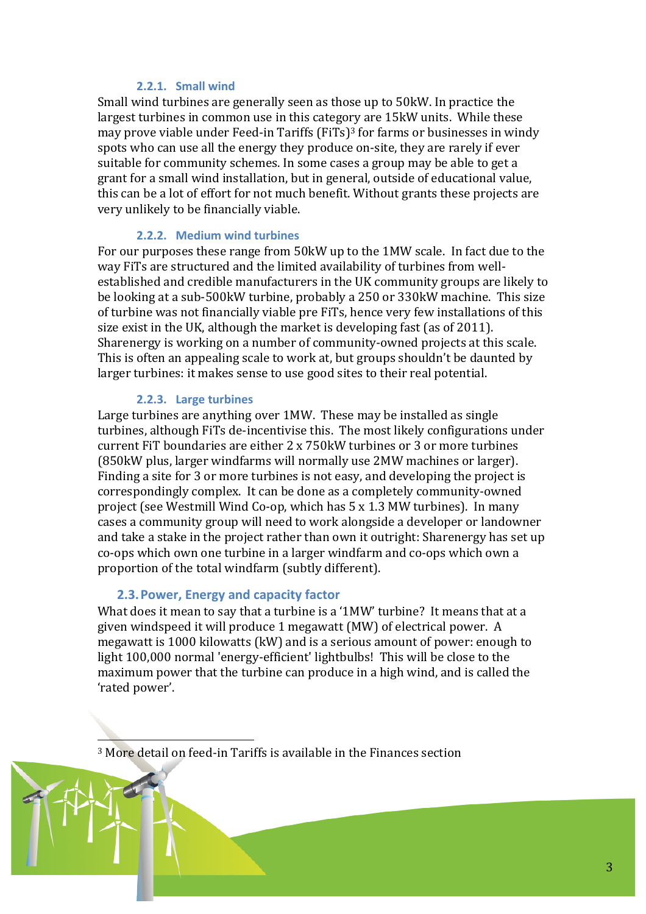#### 2.2.1. Small wind

Small wind turbines are generally seen as those up to 50kW. In practice the largest turbines in common use in this category are 15kW units. While these may prove viable under Feed-in Tariffs (FiTs)[3] for farms or businesses in windy spots who can use all the energy they produce on-site, they are rarely if ever suitable for community schemes. In some cases a group may be able to get a grant for a small wind installation, but in general, outside of educational value, this can be a lot of effort for not much benefit. Without grants these projects are very unlikely to be financially viable.

#### 2.2.2. Medium wind turbines

For our purposes these range from 50kW up to the 1MW scale. In fact due to the way FiTs are structured and the limited availability of turbines from well-established and credible manufacturers in the UK community groups are likely to be looking at a sub-500kW turbine, probably a 250 or 330kW machine. This size of turbine was not financially viable pre FiTs, hence very few installations of this size exist in the UK, although the market is developing fast (as of 2011). Sharenergy is working on a number of community-owned projects at this scale. This is often an appealing scale to work at, but groups shouldn't be daunted by larger turbines: it makes sense to use good sites to their real potential.

#### 2.2.3. Large turbines

Large turbines are anything over 1MW. These may be installed as single turbines, although FiTs de-incentivise this. The most likely configurations under current FiT boundaries are either 2 x 750kW turbines or 3 or more turbines (850kW plus, larger windfarms will normally use 2MW machines or larger). Finding a site for 3 or more turbines is not easy, and developing the project is correspondingly complex. It can be done as a completely community-owned project (see Westmill Wind Co-op, which has 5 x 1.3 MW turbines). In many cases a community group will need to work alongside a developer or landowner and take a stake in the project rather than own it outright: Sharenergy has set up co-ops which own one turbine in a larger windfarm and co-ops which own a proportion of the total windfarm (subtly different).

### 2.3. Power, Energy and capacity factor

What does it mean to say that a turbine is a '1MW' turbine? It means that at a given windspeed it will produce 1 megawatt (MW) of electrical power. A megawatt is 1000 kilowatts (kW) and is a serious amount of power: enough to light 100,000 normal 'energy-efficient' lightbulbs! This will be close to the maximum power that the turbine can produce in a high wind, and is called the 'rated power'.

[3] More detail on feed-in Tariffs is available in the Finances section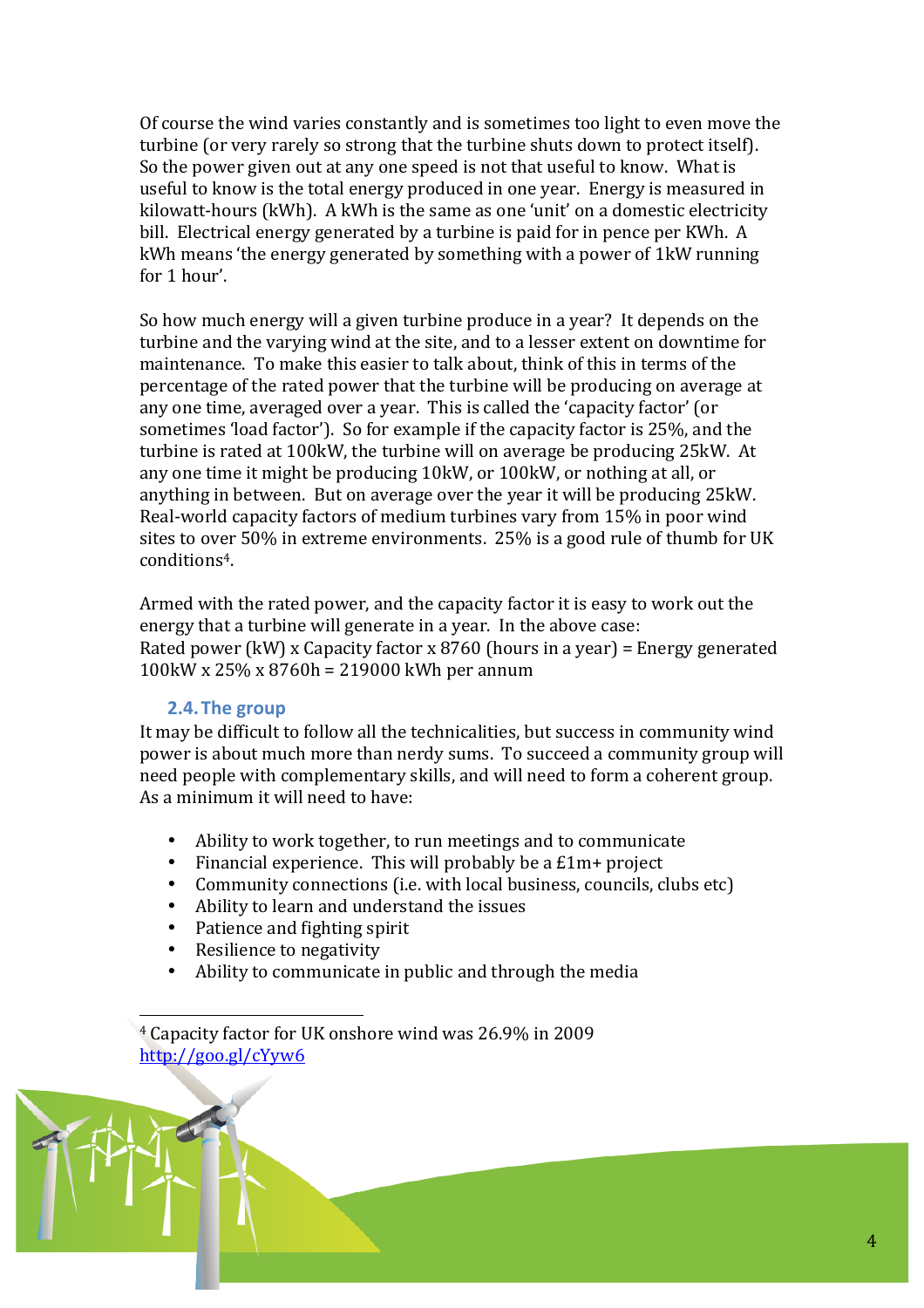Of course the wind varies constantly and is sometimes too light to even move the turbine (or very rarely so strong that the turbine shuts down to protect itself). So the power given out at any one speed is not that useful to know. What is useful to know is the total energy produced in one year. Energy is measured in kilowatt-hours (kWh). A kWh is the same as one 'unit' on a domestic electricity bill. Electrical energy generated by a turbine is paid for in pence per KWh. A kWh means 'the energy generated by something with a power of 1kW running for 1 hour'.

So how much energy will a given turbine produce in a year? It depends on the turbine and the varying wind at the site, and to a lesser extent on downtime for maintenance. To make this easier to talk about, think of this in terms of the percentage of the rated power that the turbine will be producing on average at any one time, averaged over a year. This is called the 'capacity factor' (or sometimes 'load factor'). So for example if the capacity factor is 25%, and the turbine is rated at 100kW, the turbine will on average be producing 25kW. At any one time it might be producing 10kW, or 100kW, or nothing at all, or anything in between. But on average over the year it will be producing 25kW. Real-world capacity factors of medium turbines vary from 15% in poor wind sites to over 50% in extreme environments. 25% is a good rule of thumb for UK conditions[4].

Armed with the rated power, and the capacity factor it is easy to work out the energy that a turbine will generate in a year. In the above case:
Rated power (kW) x Capacity factor x 8760 (hours in a year) = Energy generated
100kW x 25% x 8760h = 219000 kWh per annum

## 2.4. The group

It may be difficult to follow all the technicalities, but success in community wind power is about much more than nerdy sums. To succeed a community group will need people with complementary skills, and will need to form a coherent group. As a minimum it will need to have:

- Ability to work together, to run meetings and to communicate
- Financial experience. This will probably be a £1m+ project
- Community connections (i.e. with local business, councils, clubs etc)
- Ability to learn and understand the issues
- Patience and fighting spirit
- Resilience to negativity
- Ability to communicate in public and through the media

[4] Capacity factor for UK onshore wind was 26.9% in 2009 http://goo.gl/cYyw6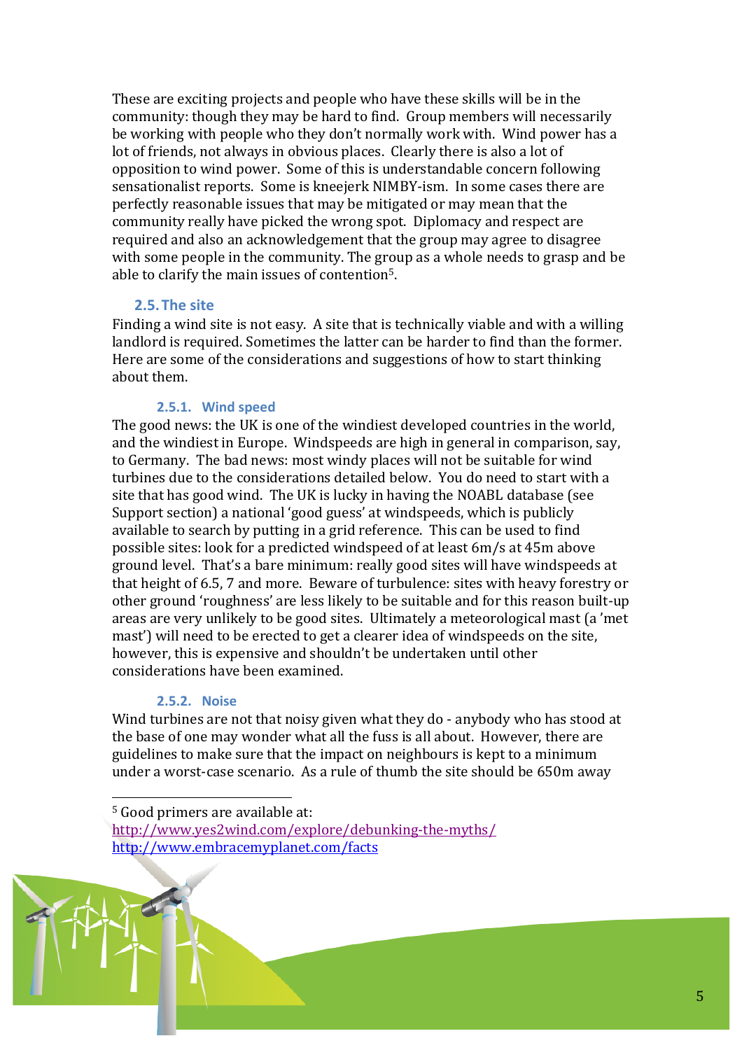These are exciting projects and people who have these skills will be in the community: though they may be hard to find. Group members will necessarily be working with people who they don't normally work with. Wind power has a lot of friends, not always in obvious places. Clearly there is also a lot of opposition to wind power. Some of this is understandable concern following sensationalist reports. Some is kneejerk NIMBY-ism. In some cases there are perfectly reasonable issues that may be mitigated or may mean that the community really have picked the wrong spot. Diplomacy and respect are required and also an acknowledgement that the group may agree to disagree with some people in the community. The group as a whole needs to grasp and be able to clarify the main issues of contention[5].

## 2.5. The site

Finding a wind site is not easy. A site that is technically viable and with a willing landlord is required. Sometimes the latter can be harder to find than the former. Here are some of the considerations and suggestions of how to start thinking about them.

### 2.5.1. Wind speed

The good news: the UK is one of the windiest developed countries in the world, and the windiest in Europe. Windspeeds are high in general in comparison, say, to Germany. The bad news: most windy places will not be suitable for wind turbines due to the considerations detailed below. You do need to start with a site that has good wind. The UK is lucky in having the NOABL database (see Support section) a national 'good guess' at windspeeds, which is publicly available to search by putting in a grid reference. This can be used to find possible sites: look for a predicted windspeed of at least 6m/s at 45m above ground level. That's a bare minimum: really good sites will have windspeeds at that height of 6.5, 7 and more. Beware of turbulence: sites with heavy forestry or other ground 'roughness' are less likely to be suitable and for this reason built-up areas are very unlikely to be good sites. Ultimately a meteorological mast (a 'met mast') will need to be erected to get a clearer idea of windspeeds on the site, however, this is expensive and shouldn't be undertaken until other considerations have been examined.

### 2.5.2. Noise

Wind turbines are not that noisy given what they do - anybody who has stood at the base of one may wonder what all the fuss is all about. However, there are guidelines to make sure that the impact on neighbours is kept to a minimum under a worst-case scenario. As a rule of thumb the site should be 650m away

---

[5] Good primers are available at:
http://www.yes2wind.com/explore/debunking-the-myths/
http://www.embracemyplanet.com/facts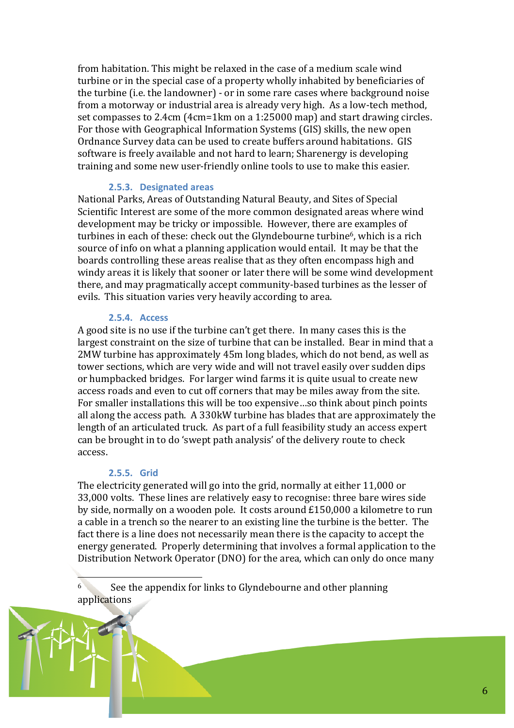from habitation. This might be relaxed in the case of a medium scale wind turbine or in the special case of a property wholly inhabited by beneficiaries of the turbine (i.e. the landowner) - or in some rare cases where background noise from a motorway or industrial area is already very high. As a low-tech method, set compasses to 2.4cm (4cm=1km on a 1:25000 map) and start drawing circles. For those with Geographical Information Systems (GIS) skills, the new open Ordnance Survey data can be used to create buffers around habitations. GIS software is freely available and not hard to learn; Sharenergy is developing training and some new user-friendly online tools to use to make this easier.

#### 2.5.3. Designated areas

National Parks, Areas of Outstanding Natural Beauty, and Sites of Special Scientific Interest are some of the more common designated areas where wind development may be tricky or impossible. However, there are examples of turbines in each of these: check out the Glyndebourne turbine[6], which is a rich source of info on what a planning application would entail. It may be that the boards controlling these areas realise that as they often encompass high and windy areas it is likely that sooner or later there will be some wind development there, and may pragmatically accept community-based turbines as the lesser of evils. This situation varies very heavily according to area.

#### 2.5.4. Access

A good site is no use if the turbine can't get there. In many cases this is the largest constraint on the size of turbine that can be installed. Bear in mind that a 2MW turbine has approximately 45m long blades, which do not bend, as well as tower sections, which are very wide and will not travel easily over sudden dips or humpbacked bridges. For larger wind farms it is quite usual to create new access roads and even to cut off corners that may be miles away from the site. For smaller installations this will be too expensive…so think about pinch points all along the access path. A 330kW turbine has blades that are approximately the length of an articulated truck. As part of a full feasibility study an access expert can be brought in to do 'swept path analysis' of the delivery route to check access.

#### 2.5.5. Grid

The electricity generated will go into the grid, normally at either 11,000 or 33,000 volts. These lines are relatively easy to recognise: three bare wires side by side, normally on a wooden pole. It costs around £150,000 a kilometre to run a cable in a trench so the nearer to an existing line the turbine is the better. The fact there is a line does not necessarily mean there is the capacity to accept the energy generated. Properly determining that involves a formal application to the Distribution Network Operator (DNO) for the area, which can only do once many

---

[6] See the appendix for links to Glyndebourne and other planning applications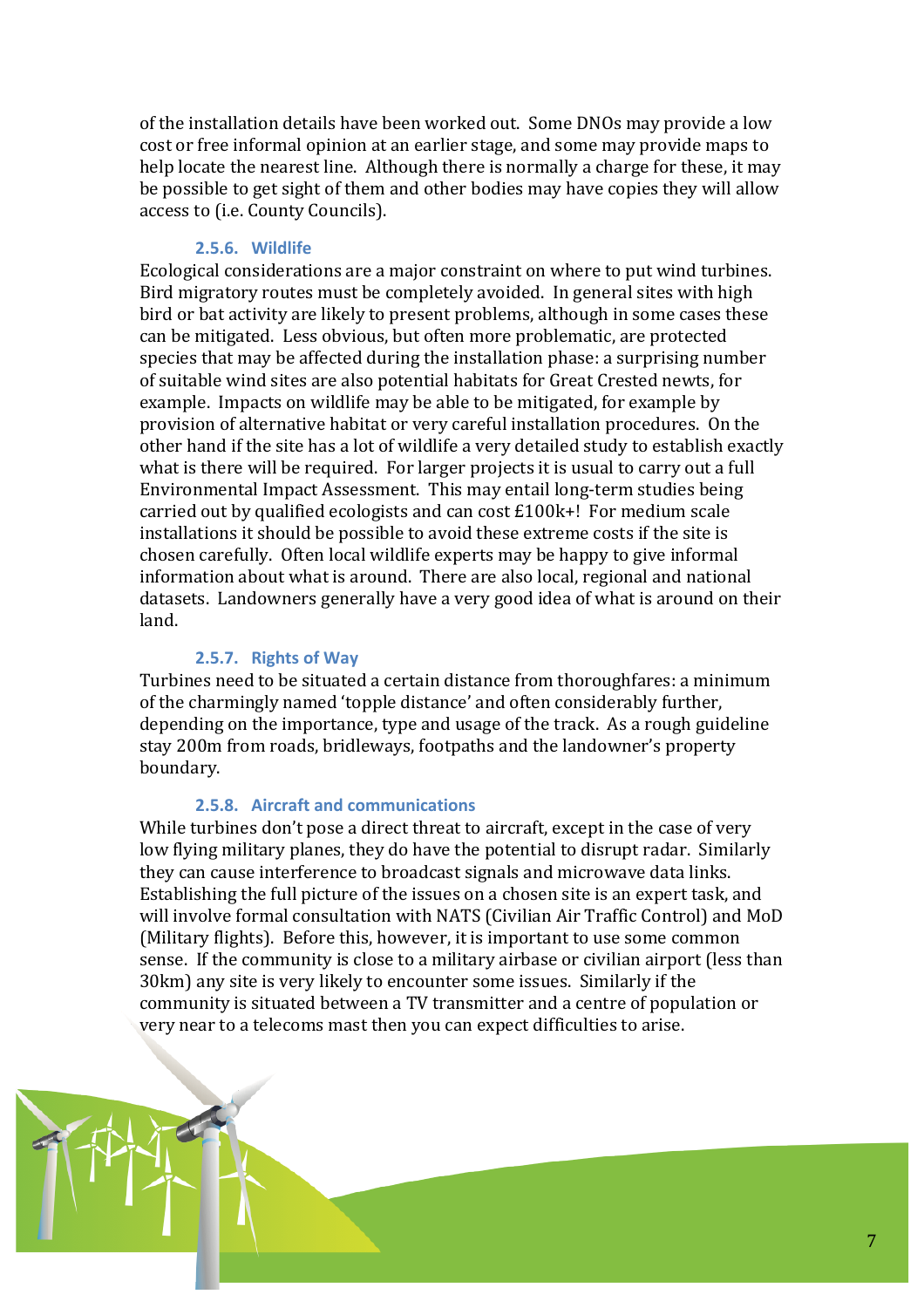of the installation details have been worked out. Some DNOs may provide a low cost or free informal opinion at an earlier stage, and some may provide maps to help locate the nearest line. Although there is normally a charge for these, it may be possible to get sight of them and other bodies may have copies they will allow access to (i.e. County Councils).

#### 2.5.6. Wildlife

Ecological considerations are a major constraint on where to put wind turbines. Bird migratory routes must be completely avoided. In general sites with high bird or bat activity are likely to present problems, although in some cases these can be mitigated. Less obvious, but often more problematic, are protected species that may be affected during the installation phase: a surprising number of suitable wind sites are also potential habitats for Great Crested newts, for example. Impacts on wildlife may be able to be mitigated, for example by provision of alternative habitat or very careful installation procedures. On the other hand if the site has a lot of wildlife a very detailed study to establish exactly what is there will be required. For larger projects it is usual to carry out a full Environmental Impact Assessment. This may entail long-term studies being carried out by qualified ecologists and can cost £100k+! For medium scale installations it should be possible to avoid these extreme costs if the site is chosen carefully. Often local wildlife experts may be happy to give informal information about what is around. There are also local, regional and national datasets. Landowners generally have a very good idea of what is around on their land.

#### 2.5.7. Rights of Way

Turbines need to be situated a certain distance from thoroughfares: a minimum of the charmingly named 'topple distance' and often considerably further, depending on the importance, type and usage of the track. As a rough guideline stay 200m from roads, bridleways, footpaths and the landowner's property boundary.

#### 2.5.8. Aircraft and communications

While turbines don't pose a direct threat to aircraft, except in the case of very low flying military planes, they do have the potential to disrupt radar. Similarly they can cause interference to broadcast signals and microwave data links. Establishing the full picture of the issues on a chosen site is an expert task, and will involve formal consultation with NATS (Civilian Air Traffic Control) and MoD (Military flights). Before this, however, it is important to use some common sense. If the community is close to a military airbase or civilian airport (less than 30km) any site is very likely to encounter some issues. Similarly if the community is situated between a TV transmitter and a centre of population or very near to a telecoms mast then you can expect difficulties to arise.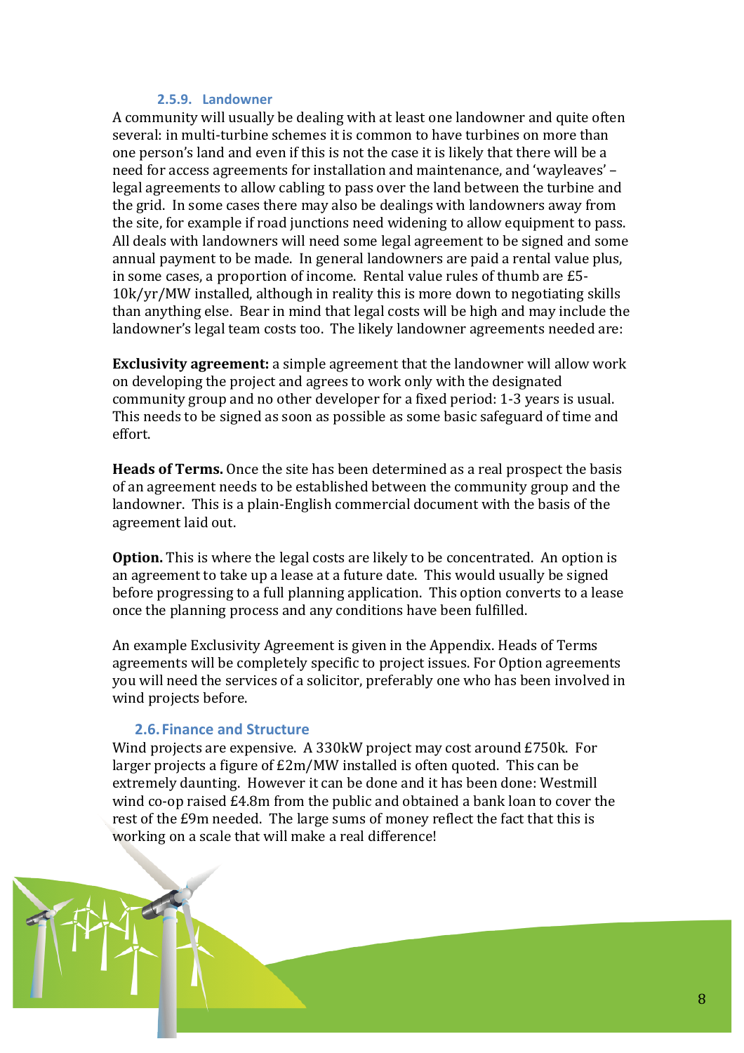#### 2.5.9. Landowner

A community will usually be dealing with at least one landowner and quite often several: in multi-turbine schemes it is common to have turbines on more than one person's land and even if this is not the case it is likely that there will be a need for access agreements for installation and maintenance, and 'wayleaves' – legal agreements to allow cabling to pass over the land between the turbine and the grid. In some cases there may also be dealings with landowners away from the site, for example if road junctions need widening to allow equipment to pass. All deals with landowners will need some legal agreement to be signed and some annual payment to be made. In general landowners are paid a rental value plus, in some cases, a proportion of income. Rental value rules of thumb are £5-10k/yr/MW installed, although in reality this is more down to negotiating skills than anything else. Bear in mind that legal costs will be high and may include the landowner's legal team costs too. The likely landowner agreements needed are:

**Exclusivity agreement:** a simple agreement that the landowner will allow work on developing the project and agrees to work only with the designated community group and no other developer for a fixed period: 1-3 years is usual. This needs to be signed as soon as possible as some basic safeguard of time and effort.

**Heads of Terms.** Once the site has been determined as a real prospect the basis of an agreement needs to be established between the community group and the landowner. This is a plain-English commercial document with the basis of the agreement laid out.

**Option.** This is where the legal costs are likely to be concentrated. An option is an agreement to take up a lease at a future date. This would usually be signed before progressing to a full planning application. This option converts to a lease once the planning process and any conditions have been fulfilled.

An example Exclusivity Agreement is given in the Appendix. Heads of Terms agreements will be completely specific to project issues. For Option agreements you will need the services of a solicitor, preferably one who has been involved in wind projects before.

### 2.6. Finance and Structure

Wind projects are expensive. A 330kW project may cost around £750k. For larger projects a figure of £2m/MW installed is often quoted. This can be extremely daunting. However it can be done and it has been done: Westmill wind co-op raised £4.8m from the public and obtained a bank loan to cover the rest of the £9m needed. The large sums of money reflect the fact that this is working on a scale that will make a real difference!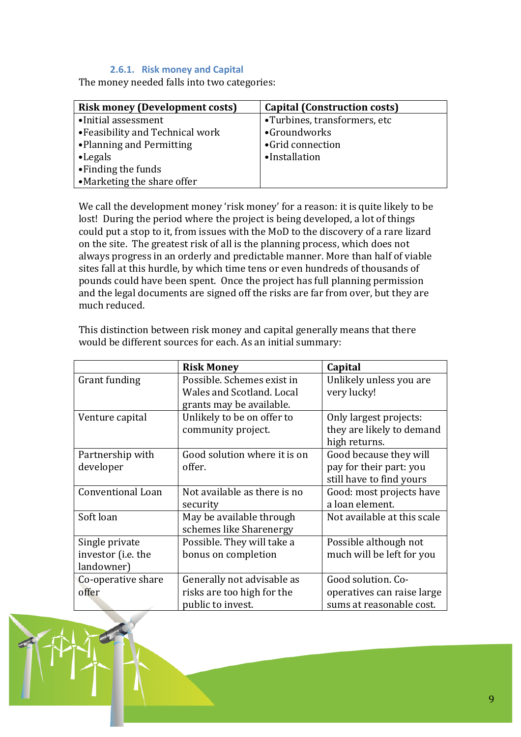### 2.6.1. Risk money and Capital

The money needed falls into two categories:

| Risk money (Development costs) | Capital (Construction costs) |
|---|---|
| • Initial assessment<br>• Feasibility and Technical work<br>• Planning and Permitting<br>• Legals<br>• Finding the funds<br>• Marketing the share offer | • Turbines, transformers, etc<br>• Groundworks<br>• Grid connection<br>• Installation |

We call the development money 'risk money' for a reason: it is quite likely to be lost! During the period where the project is being developed, a lot of things could put a stop to it, from issues with the MoD to the discovery of a rare lizard on the site. The greatest risk of all is the planning process, which does not always progress in an orderly and predictable manner. More than half of viable sites fall at this hurdle, by which time tens or even hundreds of thousands of pounds could have been spent. Once the project has full planning permission and the legal documents are signed off the risks are far from over, but they are much reduced.

This distinction between risk money and capital generally means that there would be different sources for each. As an initial summary:

| | Risk Money | Capital |
|---|---|---|
| Grant funding | Possible. Schemes exist in Wales and Scotland. Local grants may be available. | Unlikely unless you are very lucky! |
| Venture capital | Unlikely to be on offer to community project. | Only largest projects: they are likely to demand high returns. |
| Partnership with developer | Good solution where it is on offer. | Good because they will pay for their part: you still have to find yours |
| Conventional Loan | Not available as there is no security | Good: most projects have a loan element. |
| Soft loan | May be available through schemes like Sharenergy | Not available at this scale |
| Single private investor (i.e. the landowner) | Possible. They will take a bonus on completion | Possible although not much will be left for you |
| Co-operative share offer | Generally not advisable as risks are too high for the public to invest. | Good solution. Co-operatives can raise large sums at reasonable cost. |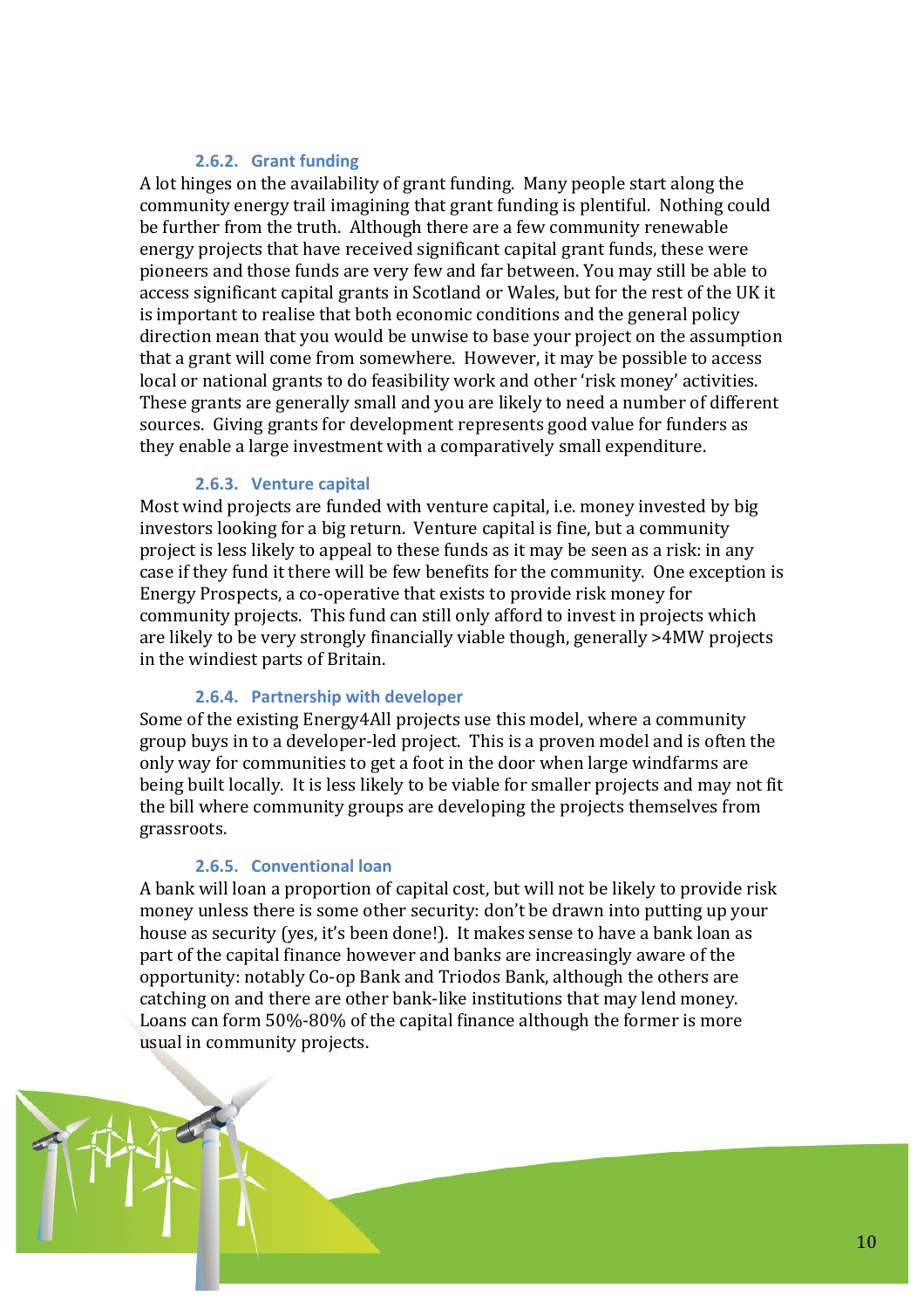#### 2.6.2. Grant funding

A lot hinges on the availability of grant funding. Many people start along the community energy trail imagining that grant funding is plentiful. Nothing could be further from the truth. Although there are a few community renewable energy projects that have received significant capital grant funds, these were pioneers and those funds are very few and far between. You may still be able to access significant capital grants in Scotland or Wales, but for the rest of the UK it is important to realise that both economic conditions and the general policy direction mean that you would be unwise to base your project on the assumption that a grant will come from somewhere. However, it may be possible to access local or national grants to do feasibility work and other 'risk money' activities. These grants are generally small and you are likely to need a number of different sources. Giving grants for development represents good value for funders as they enable a large investment with a comparatively small expenditure.

#### 2.6.3. Venture capital

Most wind projects are funded with venture capital, i.e. money invested by big investors looking for a big return. Venture capital is fine, but a community project is less likely to appeal to these funds as it may be seen as a risk: in any case if they fund it there will be few benefits for the community. One exception is Energy Prospects, a co-operative that exists to provide risk money for community projects. This fund can still only afford to invest in projects which are likely to be very strongly financially viable though, generally >4MW projects in the windiest parts of Britain.

#### 2.6.4. Partnership with developer

Some of the existing Energy4All projects use this model, where a community group buys in to a developer-led project. This is a proven model and is often the only way for communities to get a foot in the door when large windfarms are being built locally. It is less likely to be viable for smaller projects and may not fit the bill where community groups are developing the projects themselves from grassroots.

#### 2.6.5. Conventional loan

A bank will loan a proportion of capital cost, but will not be likely to provide risk money unless there is some other security: don't be drawn into putting up your house as security (yes, it's been done!). It makes sense to have a bank loan as part of the capital finance however and banks are increasingly aware of the opportunity: notably Co-op Bank and Triodos Bank, although the others are catching on and there are other bank-like institutions that may lend money. Loans can form 50%-80% of the capital finance although the former is more usual in community projects.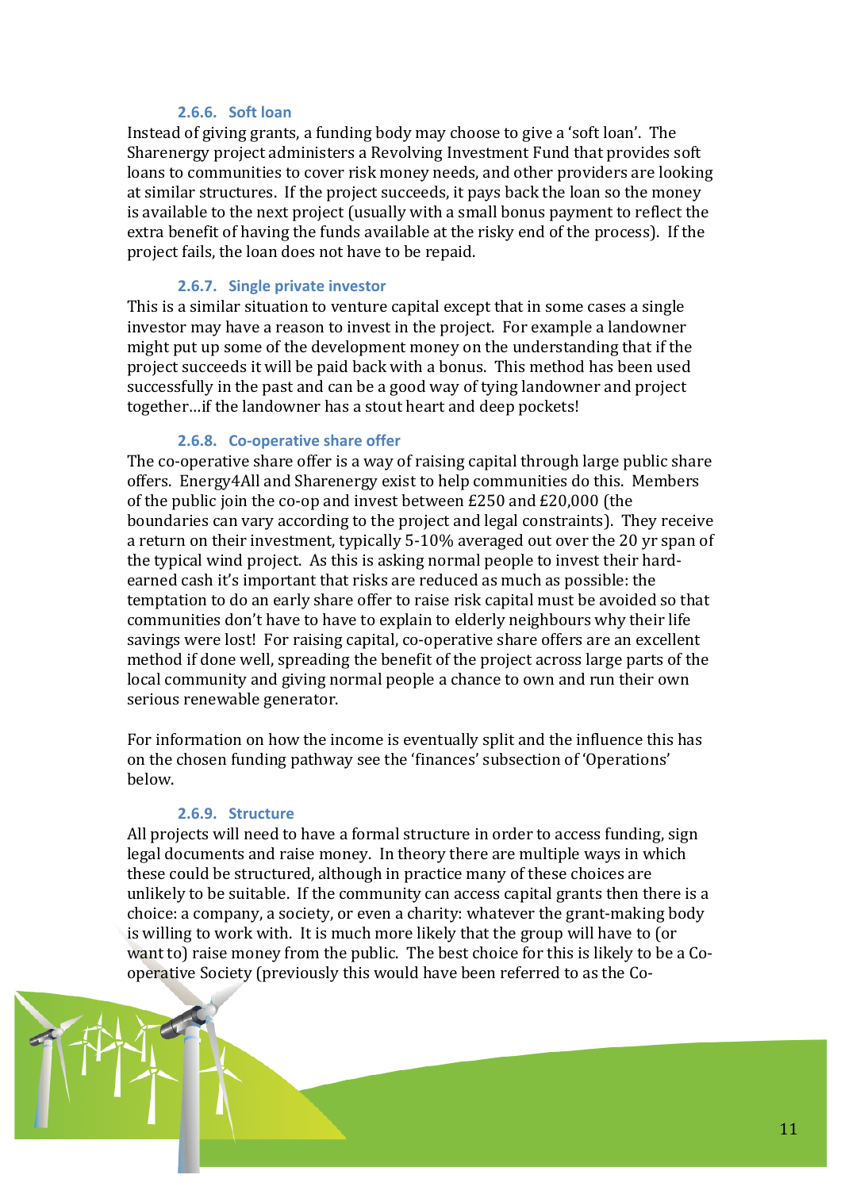#### 2.6.6. Soft loan

Instead of giving grants, a funding body may choose to give a 'soft loan'. The Sharenergy project administers a Revolving Investment Fund that provides soft loans to communities to cover risk money needs, and other providers are looking at similar structures. If the project succeeds, it pays back the loan so the money is available to the next project (usually with a small bonus payment to reflect the extra benefit of having the funds available at the risky end of the process). If the project fails, the loan does not have to be repaid.

#### 2.6.7. Single private investor

This is a similar situation to venture capital except that in some cases a single investor may have a reason to invest in the project. For example a landowner might put up some of the development money on the understanding that if the project succeeds it will be paid back with a bonus. This method has been used successfully in the past and can be a good way of tying landowner and project together…if the landowner has a stout heart and deep pockets!

#### 2.6.8. Co-operative share offer

The co-operative share offer is a way of raising capital through large public share offers. Energy4All and Sharenergy exist to help communities do this. Members of the public join the co-op and invest between £250 and £20,000 (the boundaries can vary according to the project and legal constraints). They receive a return on their investment, typically 5-10% averaged out over the 20 yr span of the typical wind project. As this is asking normal people to invest their hard-earned cash it's important that risks are reduced as much as possible: the temptation to do an early share offer to raise risk capital must be avoided so that communities don't have to have to explain to elderly neighbours why their life savings were lost! For raising capital, co-operative share offers are an excellent method if done well, spreading the benefit of the project across large parts of the local community and giving normal people a chance to own and run their own serious renewable generator.

For information on how the income is eventually split and the influence this has on the chosen funding pathway see the 'finances' subsection of 'Operations' below.

#### 2.6.9. Structure

All projects will need to have a formal structure in order to access funding, sign legal documents and raise money. In theory there are multiple ways in which these could be structured, although in practice many of these choices are unlikely to be suitable. If the community can access capital grants then there is a choice: a company, a society, or even a charity: whatever the grant-making body is willing to work with. It is much more likely that the group will have to (or want to) raise money from the public. The best choice for this is likely to be a Co-operative Society (previously this would have been referred to as the Co-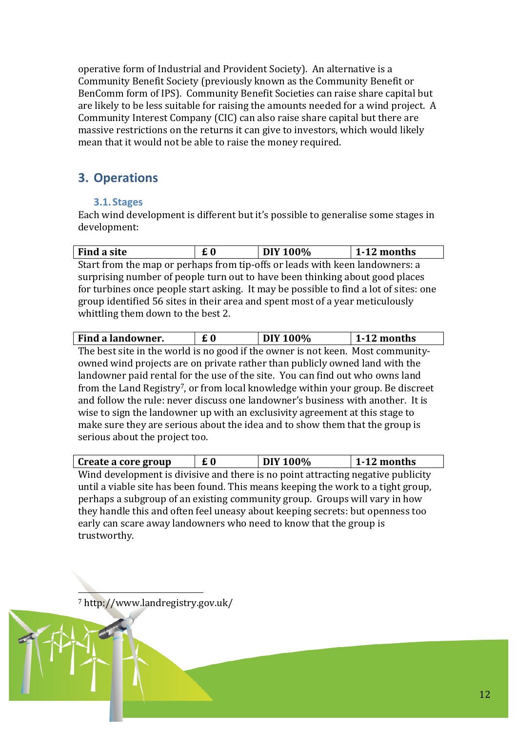operative form of Industrial and Provident Society). An alternative is a Community Benefit Society (previously known as the Community Benefit or BenComm form of IPS). Community Benefit Societies can raise share capital but are likely to be less suitable for raising the amounts needed for a wind project. A Community Interest Company (CIC) can also raise share capital but there are massive restrictions on the returns it can give to investors, which would likely mean that it would not be able to raise the money required.

## 3. Operations

### 3.1. Stages

Each wind development is different but it's possible to generalise some stages in development:

| **Find a site** | **£ 0** | **DIY 100%** | **1-12 months** |
|---|---|---|---|

Start from the map or perhaps from tip-offs or leads with keen landowners: a surprising number of people turn out to have been thinking about good places for turbines once people start asking. It may be possible to find a lot of sites: one group identified 56 sites in their area and spent most of a year meticulously whittling them down to the best 2.

| **Find a landowner.** | **£ 0** | **DIY 100%** | **1-12 months** |
|---|---|---|---|

The best site in the world is no good if the owner is not keen. Most community-owned wind projects are on private rather than publicly owned land with the landowner paid rental for the use of the site. You can find out who owns land from the Land Registry[7], or from local knowledge within your group. Be discreet and follow the rule: never discuss one landowner's business with another. It is wise to sign the landowner up with an exclusivity agreement at this stage to make sure they are serious about the idea and to show them that the group is serious about the project too.

| **Create a core group** | **£ 0** | **DIY 100%** | **1-12 months** |
|---|---|---|---|

Wind development is divisive and there is no point attracting negative publicity until a viable site has been found. This means keeping the work to a tight group, perhaps a subgroup of an existing community group. Groups will vary in how they handle this and often feel uneasy about keeping secrets: but openness too early can scare away landowners who need to know that the group is trustworthy.

[7] http://www.landregistry.gov.uk/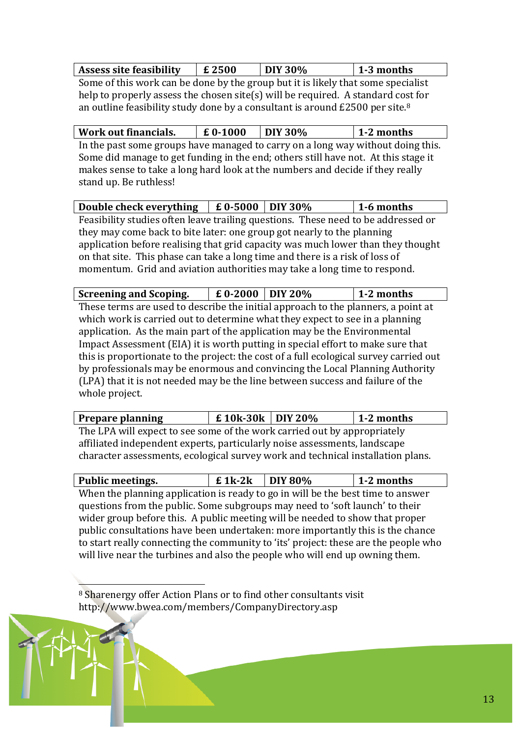| Assess site feasibility | £ 2500 | DIY 30% | 1-3 months |
|---|---|---|---|

Some of this work can be done by the group but it is likely that some specialist help to properly assess the chosen site(s) will be required. A standard cost for an outline feasibility study done by a consultant is around £2500 per site.[8]

| Work out financials. | £ 0-1000 | DIY 30% | 1-2 months |
|---|---|---|---|

In the past some groups have managed to carry on a long way without doing this. Some did manage to get funding in the end; others still have not. At this stage it makes sense to take a long hard look at the numbers and decide if they really stand up. Be ruthless!

| Double check everything | £ 0-5000 | DIY 30% | 1-6 months |
|---|---|---|---|

Feasibility studies often leave trailing questions. These need to be addressed or they may come back to bite later: one group got nearly to the planning application before realising that grid capacity was much lower than they thought on that site. This phase can take a long time and there is a risk of loss of momentum. Grid and aviation authorities may take a long time to respond.

| Screening and Scoping. | £ 0-2000 | DIY 20% | 1-2 months |
|---|---|---|---|

These terms are used to describe the initial approach to the planners, a point at which work is carried out to determine what they expect to see in a planning application. As the main part of the application may be the Environmental Impact Assessment (EIA) it is worth putting in special effort to make sure that this is proportionate to the project: the cost of a full ecological survey carried out by professionals may be enormous and convincing the Local Planning Authority (LPA) that it is not needed may be the line between success and failure of the whole project.

| Prepare planning | £ 10k-30k | DIY 20% | 1-2 months |
|---|---|---|---|

The LPA will expect to see some of the work carried out by appropriately affiliated independent experts, particularly noise assessments, landscape character assessments, ecological survey work and technical installation plans.

| Public meetings. | £ 1k-2k | DIY 80% | 1-2 months |
|---|---|---|---|

When the planning application is ready to go in will be the best time to answer questions from the public. Some subgroups may need to 'soft launch' to their wider group before this. A public meeting will be needed to show that proper public consultations have been undertaken: more importantly this is the chance to start really connecting the community to 'its' project: these are the people who will live near the turbines and also the people who will end up owning them.

[8] Sharenergy offer Action Plans or to find other consultants visit http://www.bwea.com/members/CompanyDirectory.asp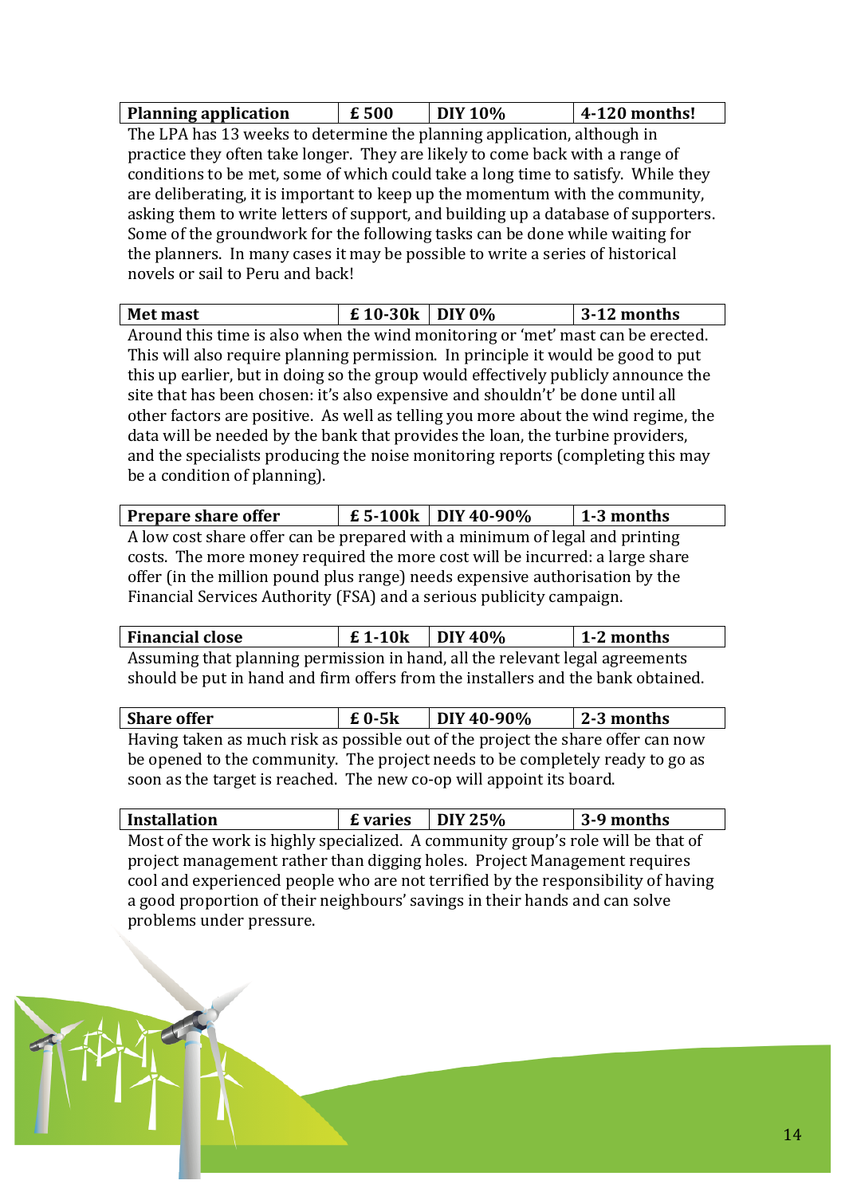| Planning application | £ 500 | DIY 10% | 4-120 months! |
|---|---|---|---|

The LPA has 13 weeks to determine the planning application, although in practice they often take longer. They are likely to come back with a range of conditions to be met, some of which could take a long time to satisfy. While they are deliberating, it is important to keep up the momentum with the community, asking them to write letters of support, and building up a database of supporters. Some of the groundwork for the following tasks can be done while waiting for the planners. In many cases it may be possible to write a series of historical novels or sail to Peru and back!

| Met mast | £ 10-30k | DIY 0% | 3-12 months |
|---|---|---|---|

Around this time is also when the wind monitoring or 'met' mast can be erected. This will also require planning permission. In principle it would be good to put this up earlier, but in doing so the group would effectively publicly announce the site that has been chosen: it's also expensive and shouldn't' be done until all other factors are positive. As well as telling you more about the wind regime, the data will be needed by the bank that provides the loan, the turbine providers, and the specialists producing the noise monitoring reports (completing this may be a condition of planning).

| Prepare share offer | £ 5-100k | DIY 40-90% | 1-3 months |
|---|---|---|---|

A low cost share offer can be prepared with a minimum of legal and printing costs. The more money required the more cost will be incurred: a large share offer (in the million pound plus range) needs expensive authorisation by the Financial Services Authority (FSA) and a serious publicity campaign.

| Financial close | £ 1-10k | DIY 40% | 1-2 months |
|---|---|---|---|

Assuming that planning permission in hand, all the relevant legal agreements should be put in hand and firm offers from the installers and the bank obtained.

| Share offer | £ 0-5k | DIY 40-90% | 2-3 months |
|---|---|---|---|

Having taken as much risk as possible out of the project the share offer can now be opened to the community. The project needs to be completely ready to go as soon as the target is reached. The new co-op will appoint its board.

| Installation | £ varies | DIY 25% | 3-9 months |
|---|---|---|---|

Most of the work is highly specialized. A community group's role will be that of project management rather than digging holes. Project Management requires cool and experienced people who are not terrified by the responsibility of having a good proportion of their neighbours' savings in their hands and can solve problems under pressure.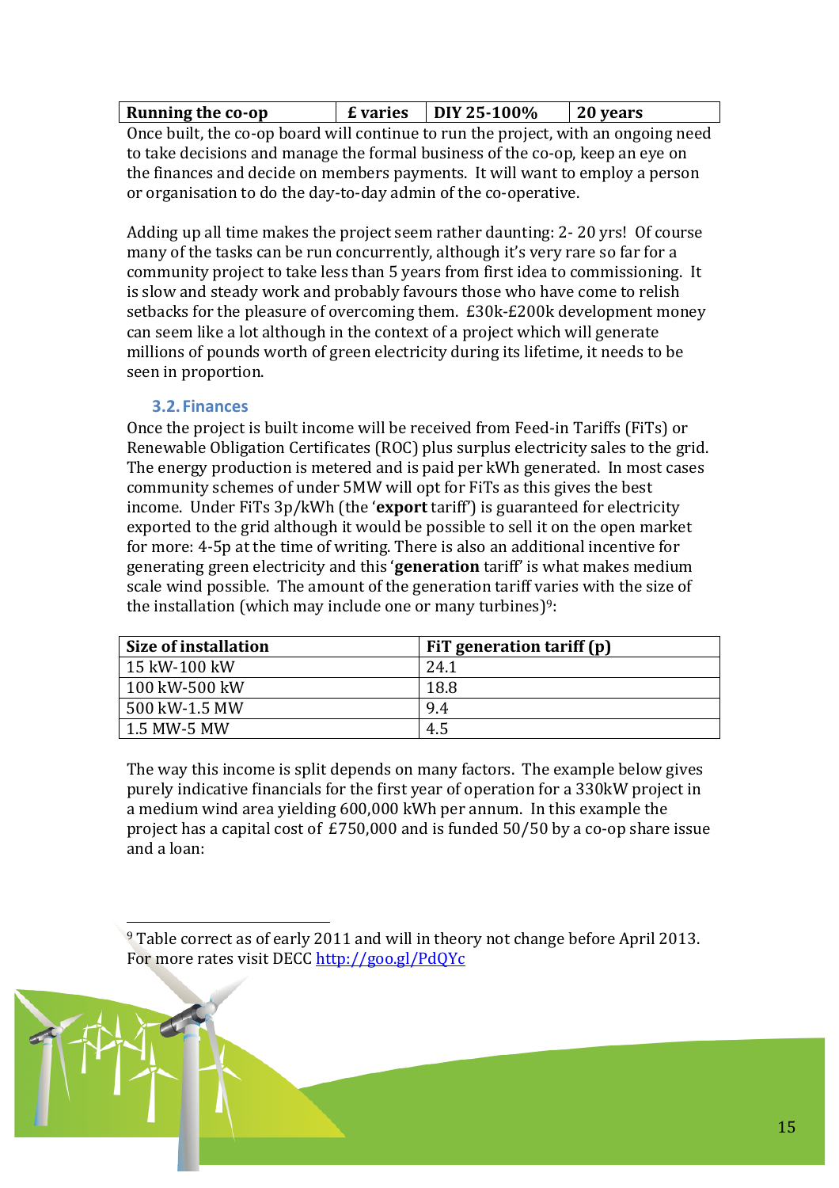| Running the co-op | £ varies | DIY 25-100% | 20 years |
|---|---|---|---|

Once built, the co-op board will continue to run the project, with an ongoing need to take decisions and manage the formal business of the co-op, keep an eye on the finances and decide on members payments. It will want to employ a person or organisation to do the day-to-day admin of the co-operative.

Adding up all time makes the project seem rather daunting: 2- 20 yrs! Of course many of the tasks can be run concurrently, although it's very rare so far for a community project to take less than 5 years from first idea to commissioning. It is slow and steady work and probably favours those who have come to relish setbacks for the pleasure of overcoming them. £30k-£200k development money can seem like a lot although in the context of a project which will generate millions of pounds worth of green electricity during its lifetime, it needs to be seen in proportion.

### 3.2. Finances

Once the project is built income will be received from Feed-in Tariffs (FiTs) or Renewable Obligation Certificates (ROC) plus surplus electricity sales to the grid. The energy production is metered and is paid per kWh generated. In most cases community schemes of under 5MW will opt for FiTs as this gives the best income. Under FiTs 3p/kWh (the '**export** tariff') is guaranteed for electricity exported to the grid although it would be possible to sell it on the open market for more: 4-5p at the time of writing. There is also an additional incentive for generating green electricity and this '**generation** tariff' is what makes medium scale wind possible. The amount of the generation tariff varies with the size of the installation (which may include one or many turbines)[9]:

| Size of installation | FiT generation tariff (p) |
|---|---|
| 15 kW-100 kW | 24.1 |
| 100 kW-500 kW | 18.8 |
| 500 kW-1.5 MW | 9.4 |
| 1.5 MW-5 MW | 4.5 |

The way this income is split depends on many factors. The example below gives purely indicative financials for the first year of operation for a 330kW project in a medium wind area yielding 600,000 kWh per annum. In this example the project has a capital cost of £750,000 and is funded 50/50 by a co-op share issue and a loan:

[9] Table correct as of early 2011 and will in theory not change before April 2013. For more rates visit DECC http://goo.gl/PdQYc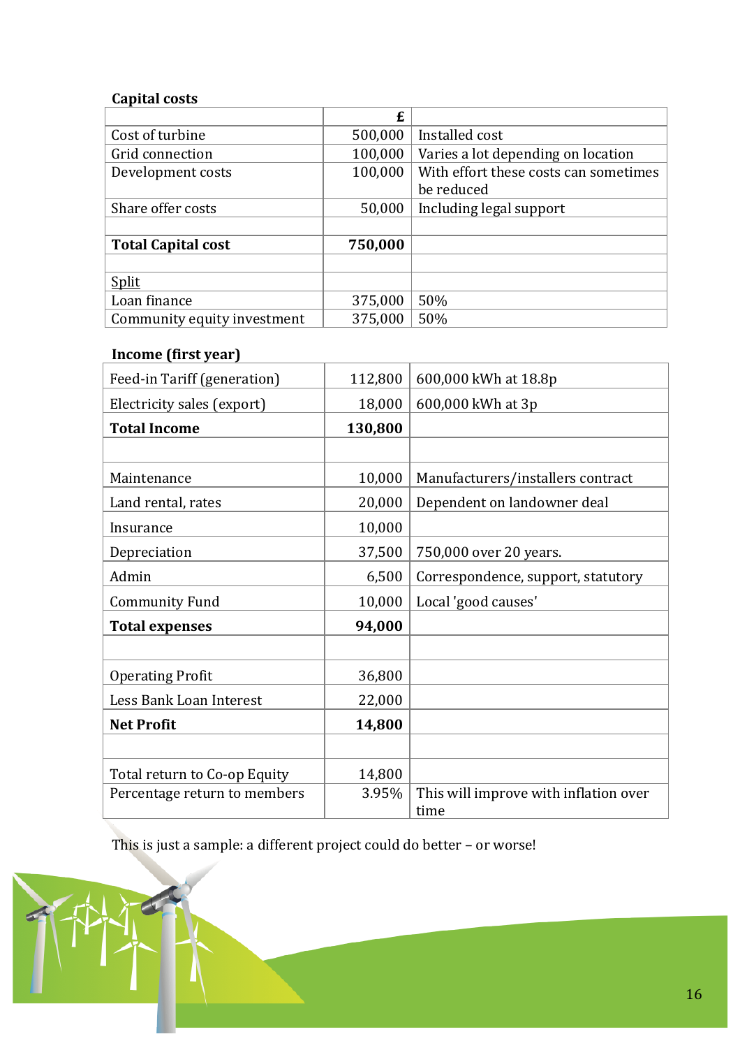**Capital costs**

| | £ | |
|---|---|---|
| Cost of turbine | 500,000 | Installed cost |
| Grid connection | 100,000 | Varies a lot depending on location |
| Development costs | 100,000 | With effort these costs can sometimes be reduced |
| Share offer costs | 50,000 | Including legal support |
| | | |
| **Total Capital cost** | **750,000** | |
| | | |
| Split | | |
| Loan finance | 375,000 | 50% |
| Community equity investment | 375,000 | 50% |

**Income (first year)**

| | | |
|---|---|---|
| Feed-in Tariff (generation) | 112,800 | 600,000 kWh at 18.8p |
| Electricity sales (export) | 18,000 | 600,000 kWh at 3p |
| **Total Income** | **130,800** | |
| | | |
| Maintenance | 10,000 | Manufacturers/installers contract |
| Land rental, rates | 20,000 | Dependent on landowner deal |
| Insurance | 10,000 | |
| Depreciation | 37,500 | 750,000 over 20 years. |
| Admin | 6,500 | Correspondence, support, statutory |
| Community Fund | 10,000 | Local 'good causes' |
| **Total expenses** | **94,000** | |
| | | |
| Operating Profit | 36,800 | |
| Less Bank Loan Interest | 22,000 | |
| **Net Profit** | **14,800** | |
| | | |
| Total return to Co-op Equity | 14,800 | |
| Percentage return to members | 3.95% | This will improve with inflation over time |

This is just a sample: a different project could do better – or worse!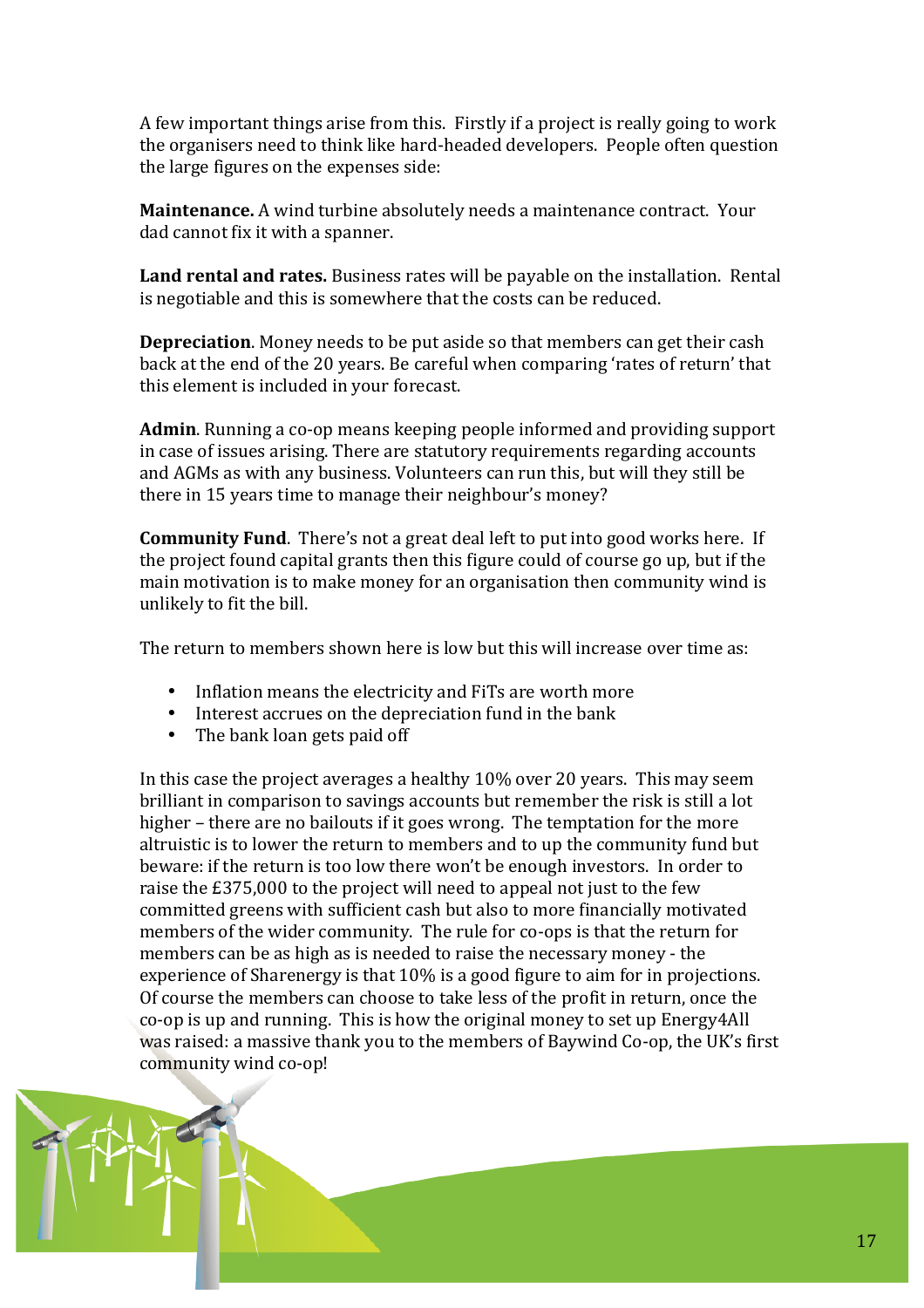A few important things arise from this. Firstly if a project is really going to work the organisers need to think like hard-headed developers. People often question the large figures on the expenses side:

**Maintenance.** A wind turbine absolutely needs a maintenance contract. Your dad cannot fix it with a spanner.

**Land rental and rates.** Business rates will be payable on the installation. Rental is negotiable and this is somewhere that the costs can be reduced.

**Depreciation**. Money needs to be put aside so that members can get their cash back at the end of the 20 years. Be careful when comparing 'rates of return' that this element is included in your forecast.

**Admin**. Running a co-op means keeping people informed and providing support in case of issues arising. There are statutory requirements regarding accounts and AGMs as with any business. Volunteers can run this, but will they still be there in 15 years time to manage their neighbour's money?

**Community Fund**. There's not a great deal left to put into good works here. If the project found capital grants then this figure could of course go up, but if the main motivation is to make money for an organisation then community wind is unlikely to fit the bill.

The return to members shown here is low but this will increase over time as:

- Inflation means the electricity and FiTs are worth more
- Interest accrues on the depreciation fund in the bank
- The bank loan gets paid off

In this case the project averages a healthy 10% over 20 years. This may seem brilliant in comparison to savings accounts but remember the risk is still a lot higher – there are no bailouts if it goes wrong. The temptation for the more altruistic is to lower the return to members and to up the community fund but beware: if the return is too low there won't be enough investors. In order to raise the £375,000 to the project will need to appeal not just to the few committed greens with sufficient cash but also to more financially motivated members of the wider community. The rule for co-ops is that the return for members can be as high as is needed to raise the necessary money - the experience of Sharenergy is that 10% is a good figure to aim for in projections. Of course the members can choose to take less of the profit in return, once the co-op is up and running. This is how the original money to set up Energy4All was raised: a massive thank you to the members of Baywind Co-op, the UK's first community wind co-op!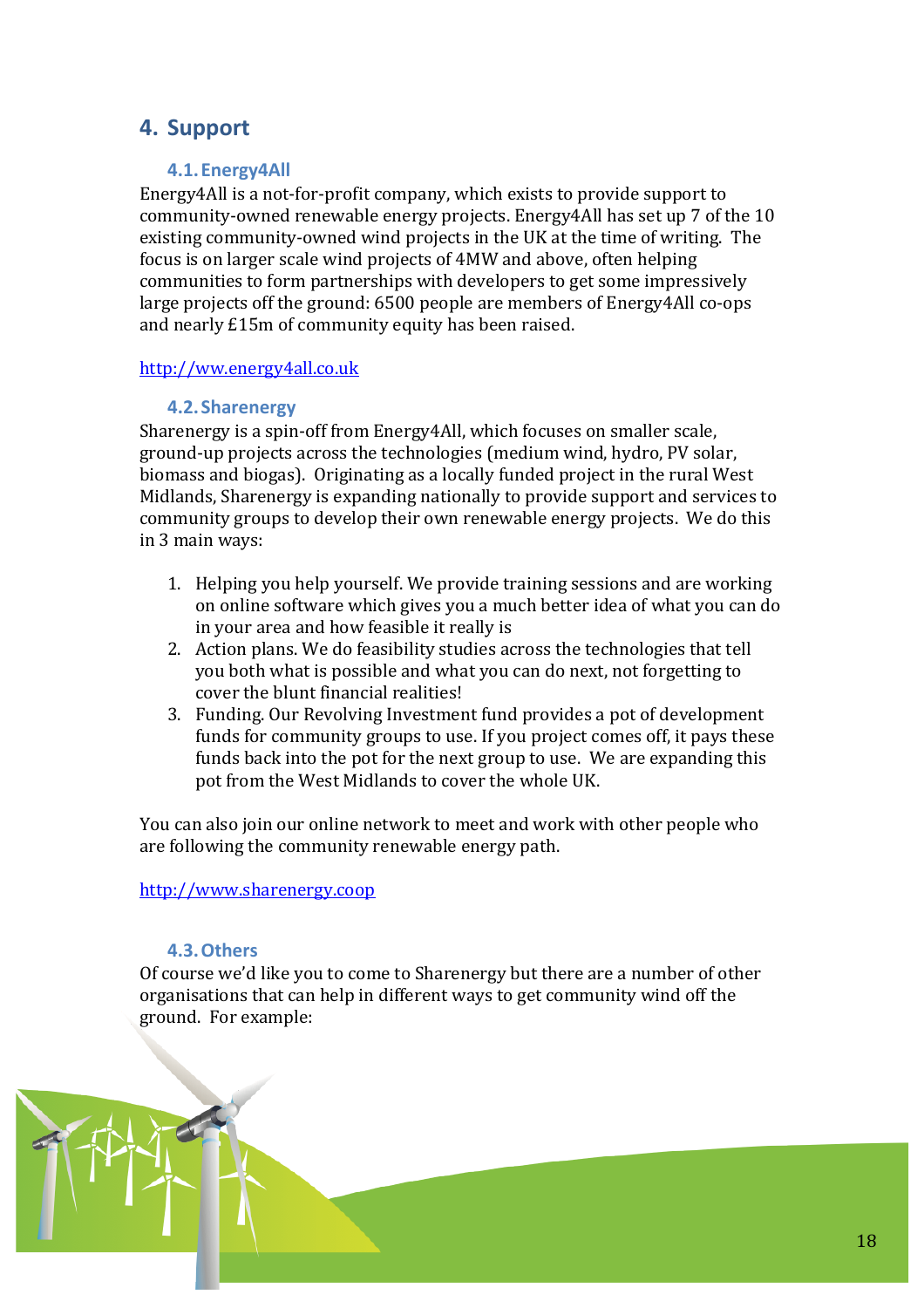## 4. Support

### 4.1. Energy4All

Energy4All is a not-for-profit company, which exists to provide support to community-owned renewable energy projects. Energy4All has set up 7 of the 10 existing community-owned wind projects in the UK at the time of writing. The focus is on larger scale wind projects of 4MW and above, often helping communities to form partnerships with developers to get some impressively large projects off the ground: 6500 people are members of Energy4All co-ops and nearly £15m of community equity has been raised.

http://ww.energy4all.co.uk

### 4.2. Sharenergy

Sharenergy is a spin-off from Energy4All, which focuses on smaller scale, ground-up projects across the technologies (medium wind, hydro, PV solar, biomass and biogas). Originating as a locally funded project in the rural West Midlands, Sharenergy is expanding nationally to provide support and services to community groups to develop their own renewable energy projects. We do this in 3 main ways:

1. Helping you help yourself. We provide training sessions and are working on online software which gives you a much better idea of what you can do in your area and how feasible it really is
2. Action plans. We do feasibility studies across the technologies that tell you both what is possible and what you can do next, not forgetting to cover the blunt financial realities!
3. Funding. Our Revolving Investment fund provides a pot of development funds for community groups to use. If you project comes off, it pays these funds back into the pot for the next group to use. We are expanding this pot from the West Midlands to cover the whole UK.

You can also join our online network to meet and work with other people who are following the community renewable energy path.

http://www.sharenergy.coop

### 4.3. Others

Of course we'd like you to come to Sharenergy but there are a number of other organisations that can help in different ways to get community wind off the ground. For example: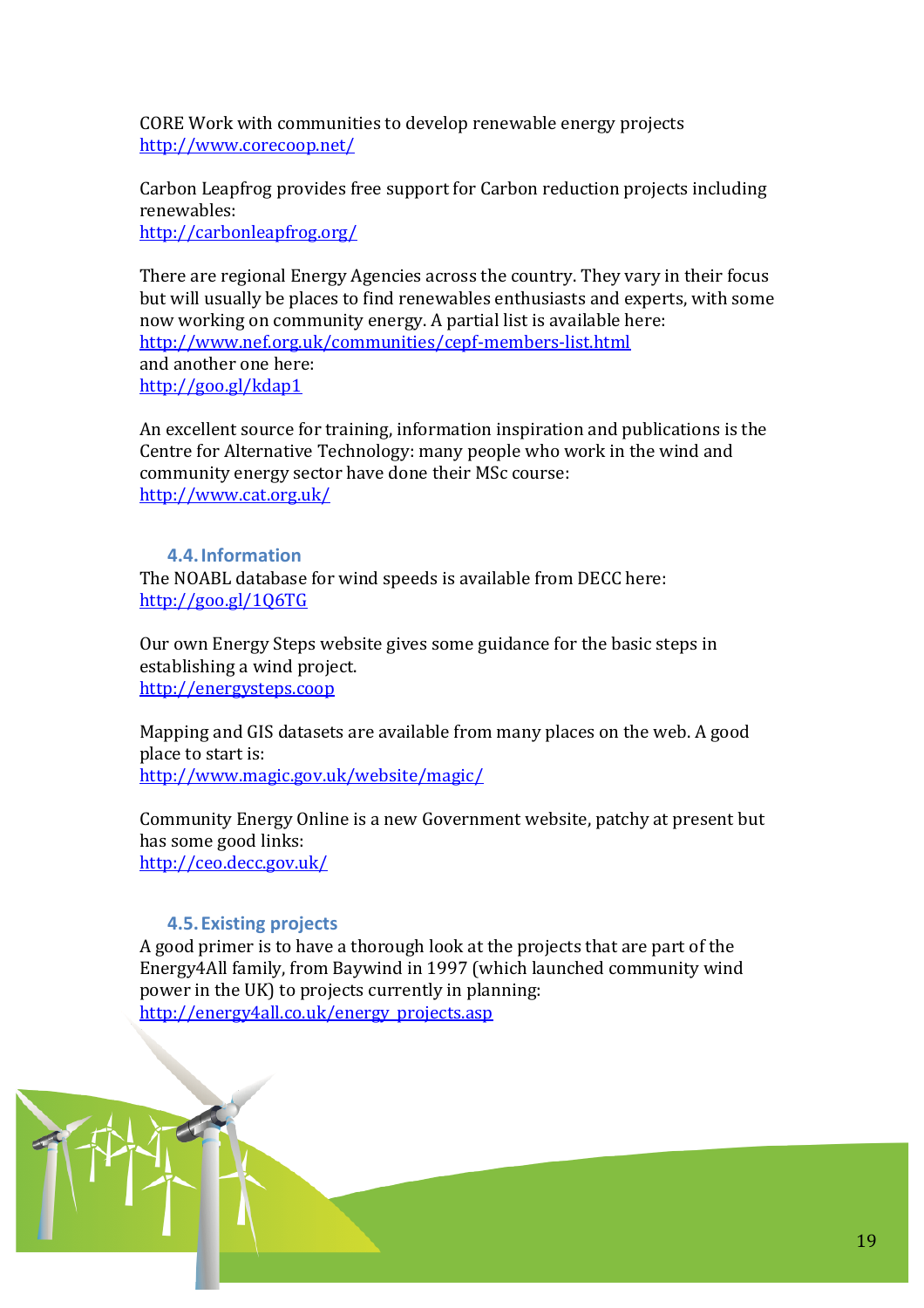CORE Work with communities to develop renewable energy projects
http://www.corecoop.net/

Carbon Leapfrog provides free support for Carbon reduction projects including renewables:
http://carbonleapfrog.org/

There are regional Energy Agencies across the country. They vary in their focus but will usually be places to find renewables enthusiasts and experts, with some now working on community energy. A partial list is available here:
http://www.nef.org.uk/communities/cepf-members-list.html
and another one here:
http://goo.gl/kdap1

An excellent source for training, information inspiration and publications is the Centre for Alternative Technology: many people who work in the wind and community energy sector have done their MSc course:
http://www.cat.org.uk/

### 4.4. Information

The NOABL database for wind speeds is available from DECC here:
http://goo.gl/1Q6TG

Our own Energy Steps website gives some guidance for the basic steps in establishing a wind project.
http://energysteps.coop

Mapping and GIS datasets are available from many places on the web. A good place to start is:
http://www.magic.gov.uk/website/magic/

Community Energy Online is a new Government website, patchy at present but has some good links:
http://ceo.decc.gov.uk/

### 4.5. Existing projects

A good primer is to have a thorough look at the projects that are part of the Energy4All family, from Baywind in 1997 (which launched community wind power in the UK) to projects currently in planning:
http://energy4all.co.uk/energy_projects.asp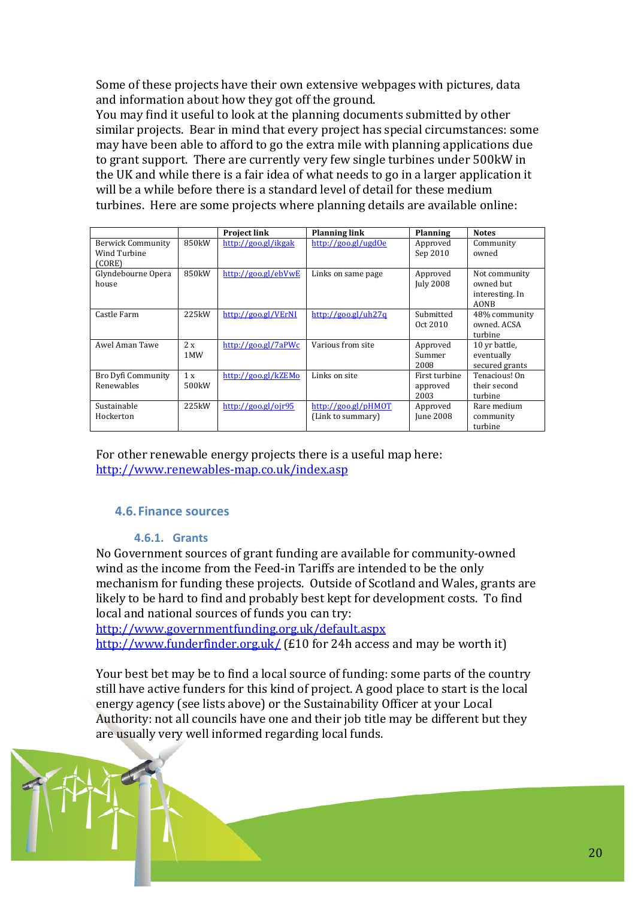Some of these projects have their own extensive webpages with pictures, data and information about how they got off the ground.
You may find it useful to look at the planning documents submitted by other similar projects. Bear in mind that every project has special circumstances: some may have been able to afford to go the extra mile with planning applications due to grant support. There are currently very few single turbines under 500kW in the UK and while there is a fair idea of what needs to go in a larger application it will be a while before there is a standard level of detail for these medium turbines. Here are some projects where planning details are available online:

| | | Project link | Planning link | Planning | Notes |
|---|---|---|---|---|---|
| Berwick Community Wind Turbine (CORE) | 850kW | http://goo.gl/ikgak | http://goo.gl/ugdOe | Approved Sep 2010 | Community owned |
| Glyndebourne Opera house | 850kW | http://goo.gl/ebVwE | Links on same page | Approved July 2008 | Not community owned but interesting. In AONB |
| Castle Farm | 225kW | http://goo.gl/VErNI | http://goo.gl/uh27q | Submitted Oct 2010 | 48% community owned. ACSA turbine |
| Awel Aman Tawe | 2 x 1MW | http://goo.gl/7aPWc | Various from site | Approved Summer 2008 | 10 yr battle, eventually secured grants |
| Bro Dyfi Community Renewables | 1 x 500kW | http://goo.gl/kZEMo | Links on site | First turbine approved 2003 | Tenacious! On their second turbine |
| Sustainable Hockerton | 225kW | http://goo.gl/ojr95 | http://goo.gl/pHMOT (Link to summary) | Approved June 2008 | Rare medium community turbine |

For other renewable energy projects there is a useful map here:
http://www.renewables-map.co.uk/index.asp

## 4.6. Finance sources

### 4.6.1. Grants

No Government sources of grant funding are available for community-owned wind as the income from the Feed-in Tariffs are intended to be the only mechanism for funding these projects. Outside of Scotland and Wales, grants are likely to be hard to find and probably best kept for development costs. To find local and national sources of funds you can try:
http://www.governmentfunding.org.uk/default.aspx
http://www.funderfinder.org.uk/ (£10 for 24h access and may be worth it)

Your best bet may be to find a local source of funding: some parts of the country still have active funders for this kind of project. A good place to start is the local energy agency (see lists above) or the Sustainability Officer at your Local Authority: not all councils have one and their job title may be different but they are usually very well informed regarding local funds.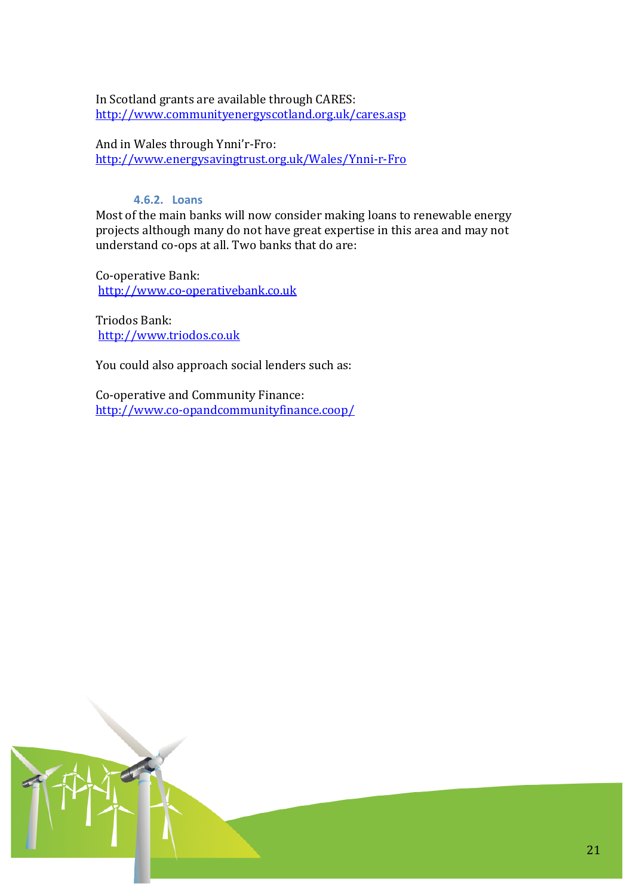In Scotland grants are available through CARES:
http://www.communityenergyscotland.org.uk/cares.asp

And in Wales through Ynni'r-Fro:
http://www.energysavingtrust.org.uk/Wales/Ynni-r-Fro

#### 4.6.2. Loans

Most of the main banks will now consider making loans to renewable energy projects although many do not have great expertise in this area and may not understand co-ops at all. Two banks that do are:

Co-operative Bank:
http://www.co-operativebank.co.uk

Triodos Bank:
http://www.triodos.co.uk

You could also approach social lenders such as:

Co-operative and Community Finance:
http://www.co-opandcommunityfinance.coop/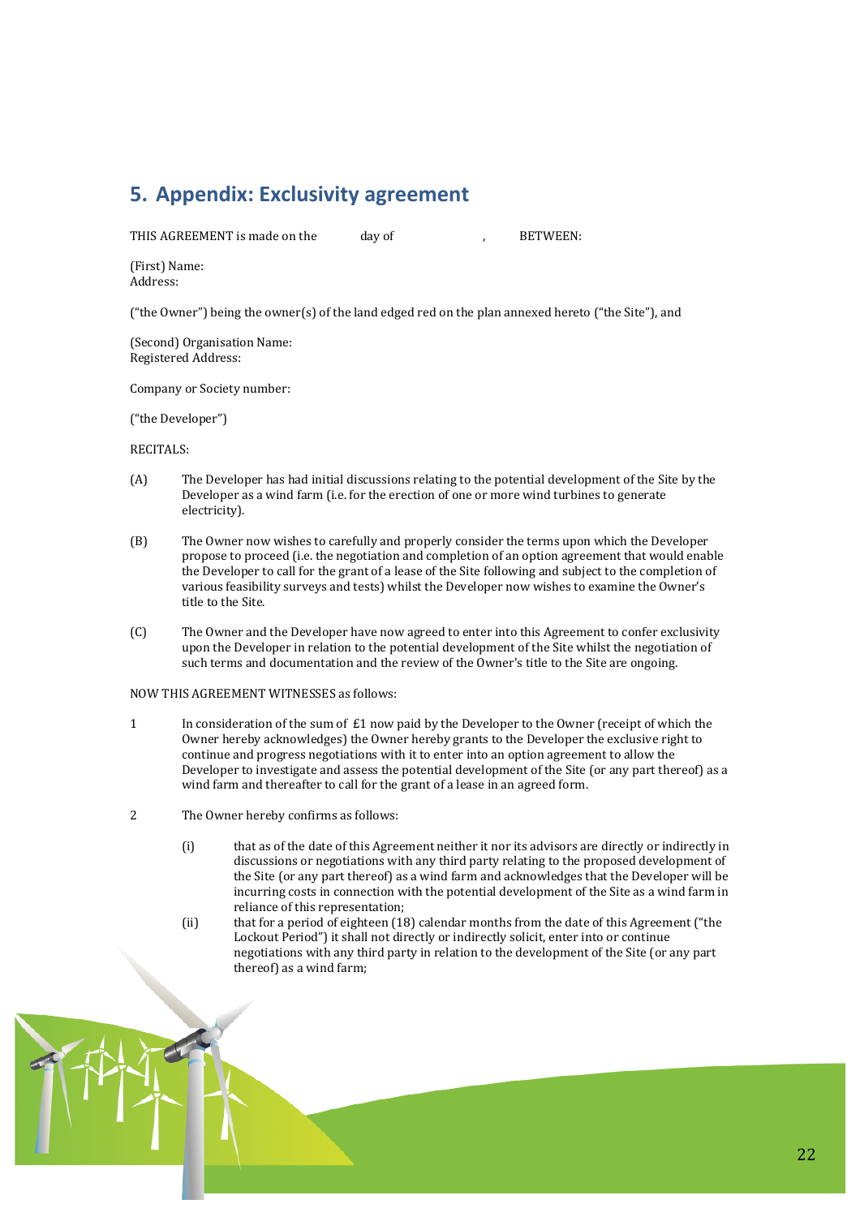## 5. Appendix: Exclusivity agreement

THIS AGREEMENT is made on the day of , BETWEEN:

(First) Name:
Address:

("the Owner") being the owner(s) of the land edged red on the plan annexed hereto ("the Site"), and

(Second) Organisation Name:
Registered Address:

Company or Society number:

("the Developer")

RECITALS:

(A) The Developer has had initial discussions relating to the potential development of the Site by the Developer as a wind farm (i.e. for the erection of one or more wind turbines to generate electricity).

(B) The Owner now wishes to carefully and properly consider the terms upon which the Developer propose to proceed (i.e. the negotiation and completion of an option agreement that would enable the Developer to call for the grant of a lease of the Site following and subject to the completion of various feasibility surveys and tests) whilst the Developer now wishes to examine the Owner's title to the Site.

(C) The Owner and the Developer have now agreed to enter into this Agreement to confer exclusivity upon the Developer in relation to the potential development of the Site whilst the negotiation of such terms and documentation and the review of the Owner's title to the Site are ongoing.

NOW THIS AGREEMENT WITNESSES as follows:

1 In consideration of the sum of £1 now paid by the Developer to the Owner (receipt of which the Owner hereby acknowledges) the Owner hereby grants to the Developer the exclusive right to continue and progress negotiations with it to enter into an option agreement to allow the Developer to investigate and assess the potential development of the Site (or any part thereof) as a wind farm and thereafter to call for the grant of a lease in an agreed form.

2 The Owner hereby confirms as follows:

(i) that as of the date of this Agreement neither it nor its advisors are directly or indirectly in discussions or negotiations with any third party relating to the proposed development of the Site (or any part thereof) as a wind farm and acknowledges that the Developer will be incurring costs in connection with the potential development of the Site as a wind farm in reliance of this representation;

(ii) that for a period of eighteen (18) calendar months from the date of this Agreement ("the Lockout Period") it shall not directly or indirectly solicit, enter into or continue negotiations with any third party in relation to the development of the Site (or any part thereof) as a wind farm;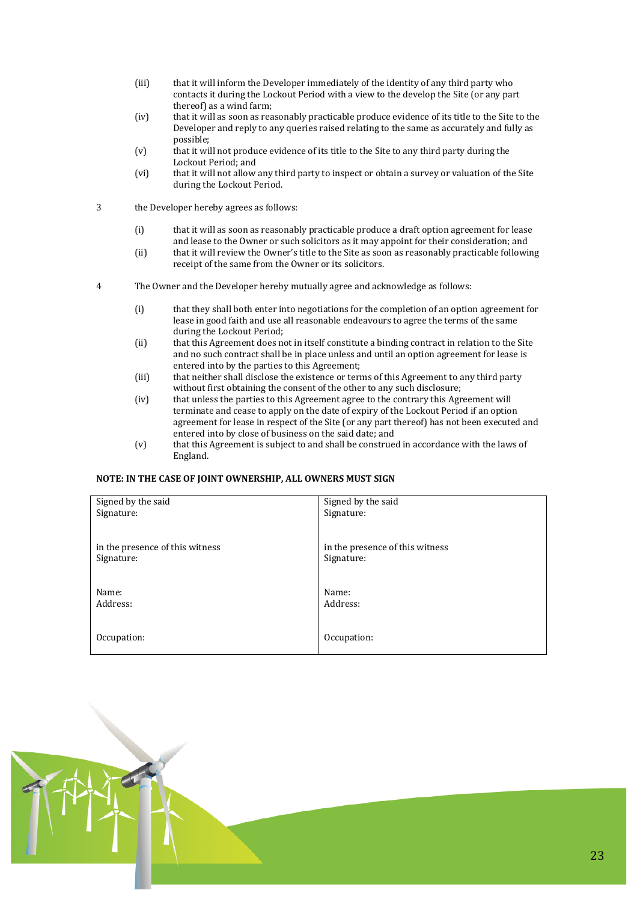(iii) that it will inform the Developer immediately of the identity of any third party who contacts it during the Lockout Period with a view to the develop the Site (or any part thereof) as a wind farm;

(iv) that it will as soon as reasonably practicable produce evidence of its title to the Site to the Developer and reply to any queries raised relating to the same as accurately and fully as possible;

(v) that it will not produce evidence of its title to the Site to any third party during the Lockout Period; and

(vi) that it will not allow any third party to inspect or obtain a survey or valuation of the Site during the Lockout Period.

3 the Developer hereby agrees as follows:

(i) that it will as soon as reasonably practicable produce a draft option agreement for lease and lease to the Owner or such solicitors as it may appoint for their consideration; and

(ii) that it will review the Owner's title to the Site as soon as reasonably practicable following receipt of the same from the Owner or its solicitors.

4 The Owner and the Developer hereby mutually agree and acknowledge as follows:

(i) that they shall both enter into negotiations for the completion of an option agreement for lease in good faith and use all reasonable endeavours to agree the terms of the same during the Lockout Period;

(ii) that this Agreement does not in itself constitute a binding contract in relation to the Site and no such contract shall be in place unless and until an option agreement for lease is entered into by the parties to this Agreement;

(iii) that neither shall disclose the existence or terms of this Agreement to any third party without first obtaining the consent of the other to any such disclosure;

(iv) that unless the parties to this Agreement agree to the contrary this Agreement will terminate and cease to apply on the date of expiry of the Lockout Period if an option agreement for lease in respect of the Site (or any part thereof) has not been executed and entered into by close of business on the said date; and

(v) that this Agreement is subject to and shall be construed in accordance with the laws of England.

**NOTE: IN THE CASE OF JOINT OWNERSHIP, ALL OWNERS MUST SIGN**

| | |
|---|---|
| Signed by the said<br>Signature:<br><br>in the presence of this witness<br>Signature:<br><br>Name:<br>Address:<br><br>Occupation: | Signed by the said<br>Signature:<br><br>in the presence of this witness<br>Signature:<br><br>Name:<br>Address:<br><br>Occupation: |